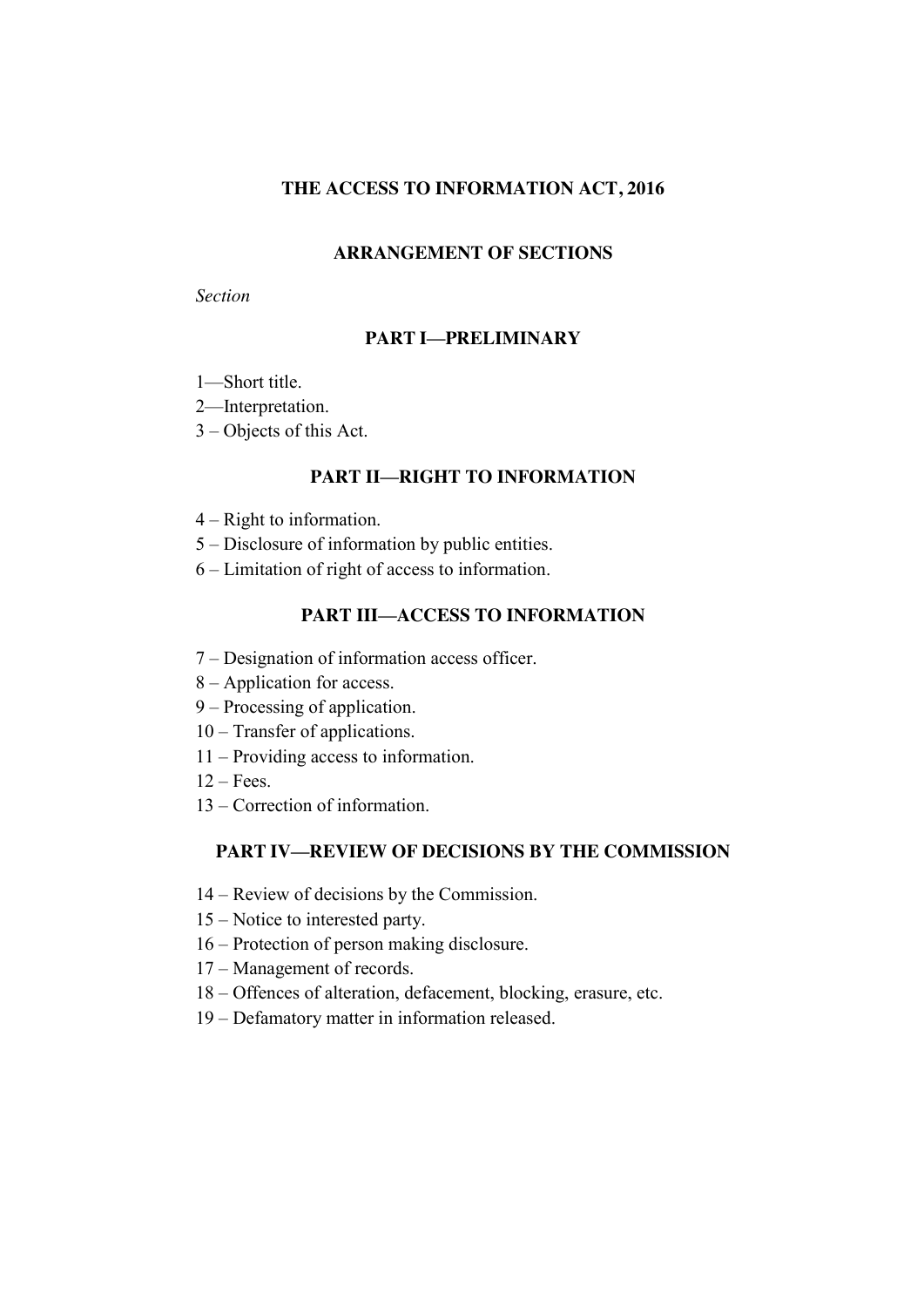# THE ACCESS TO INFORMATION ACT, 2016

## ARRANGEMENT OF SECTIONS

*Section*

### PART I—PRELIMINARY

1—Short title.
2—Interpretation.
3 – Objects of this Act.

### PART II—RIGHT TO INFORMATION

4 – Right to information.
5 – Disclosure of information by public entities.
6 – Limitation of right of access to information.

### PART III—ACCESS TO INFORMATION

7 – Designation of information access officer.
8 – Application for access.
9 – Processing of application.
10 – Transfer of applications.
11 – Providing access to information.
12 – Fees.
13 – Correction of information.

### PART IV—REVIEW OF DECISIONS BY THE COMMISSION

14 – Review of decisions by the Commission.
15 – Notice to interested party.
16 – Protection of person making disclosure.
17 – Management of records.
18 – Offences of alteration, defacement, blocking, erasure, etc.
19 – Defamatory matter in information released.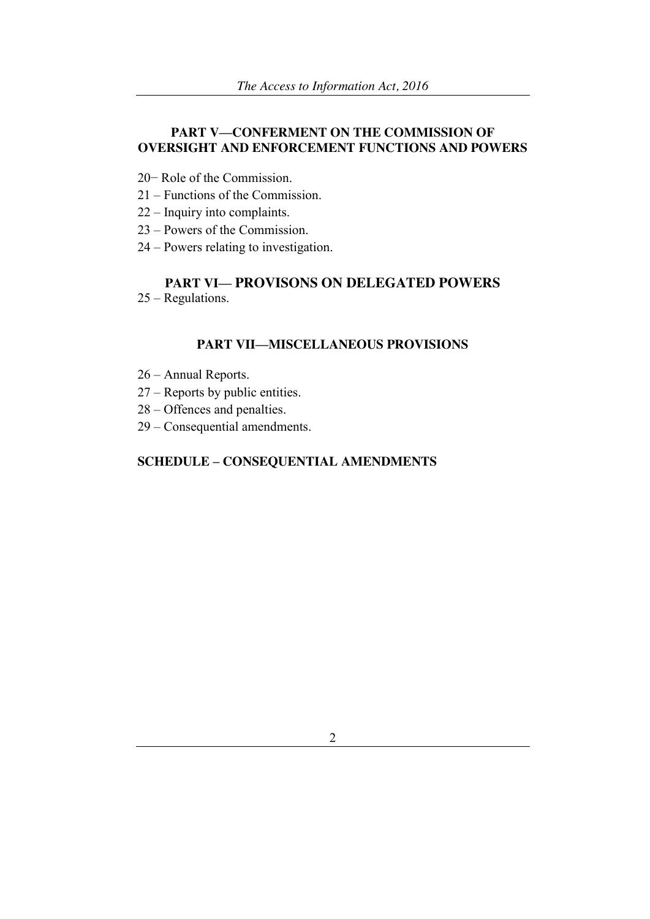## PART V—CONFERMENT ON THE COMMISSION OF OVERSIGHT AND ENFORCEMENT FUNCTIONS AND POWERS

20− Role of the Commission.
21 – Functions of the Commission.
22 – Inquiry into complaints.
23 – Powers of the Commission.
24 – Powers relating to investigation.

## PART VI— PROVISONS ON DELEGATED POWERS

25 – Regulations.

## PART VII—MISCELLANEOUS PROVISIONS

26 – Annual Reports.
27 – Reports by public entities.
28 – Offences and penalties.
29 – Consequential amendments.

## SCHEDULE – CONSEQUENTIAL AMENDMENTS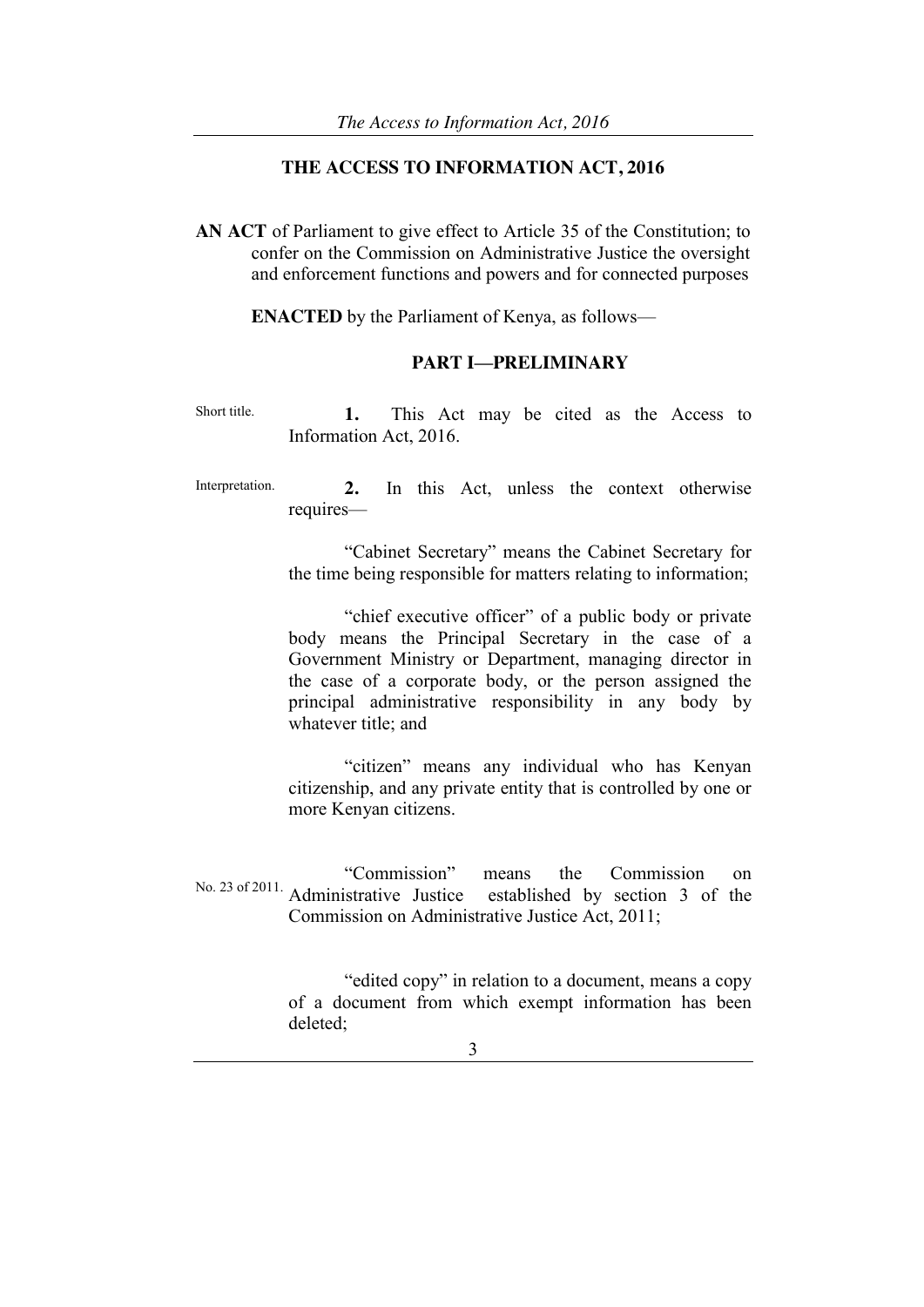# THE ACCESS TO INFORMATION ACT, 2016

**AN ACT** of Parliament to give effect to Article 35 of the Constitution; to confer on the Commission on Administrative Justice the oversight and enforcement functions and powers and for connected purposes

**ENACTED** by the Parliament of Kenya, as follows—

## PART I—PRELIMINARY

Short title.

**1.** This Act may be cited as the Access to Information Act, 2016.

Interpretation.

**2.** In this Act, unless the context otherwise requires—

"Cabinet Secretary" means the Cabinet Secretary for the time being responsible for matters relating to information;

"chief executive officer" of a public body or private body means the Principal Secretary in the case of a Government Ministry or Department, managing director in the case of a corporate body, or the person assigned the principal administrative responsibility in any body by whatever title; and

"citizen" means any individual who has Kenyan citizenship, and any private entity that is controlled by one or more Kenyan citizens.

No. 23 of 2011.

"Commission" means the Commission on Administrative Justice established by section 3 of the Commission on Administrative Justice Act, 2011;

"edited copy" in relation to a document, means a copy of a document from which exempt information has been deleted;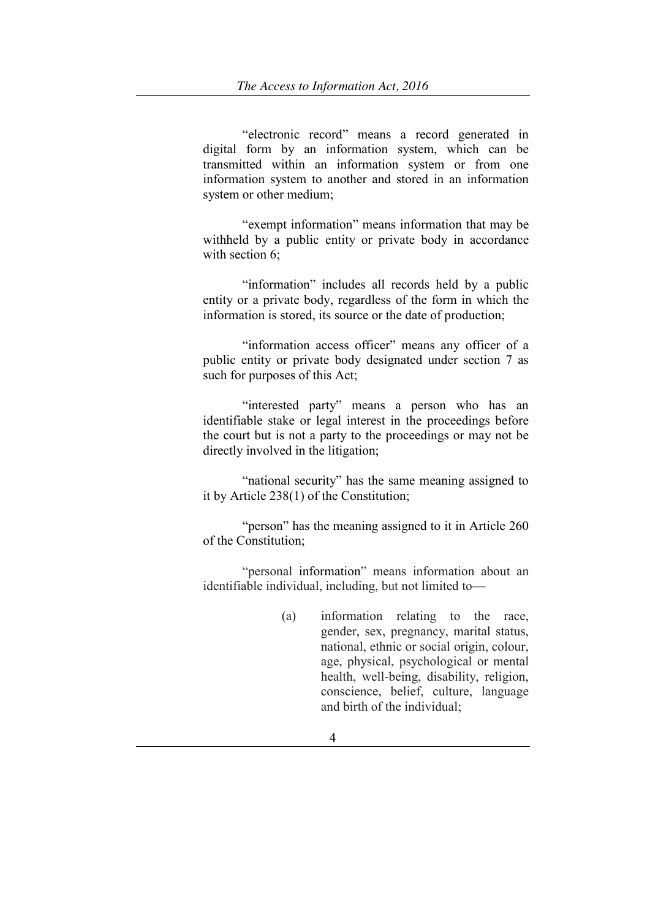"electronic record" means a record generated in digital form by an information system, which can be transmitted within an information system or from one information system to another and stored in an information system or other medium;

"exempt information" means information that may be withheld by a public entity or private body in accordance with section 6;

"information" includes all records held by a public entity or a private body, regardless of the form in which the information is stored, its source or the date of production;

"information access officer" means any officer of a public entity or private body designated under section 7 as such for purposes of this Act;

"interested party" means a person who has an identifiable stake or legal interest in the proceedings before the court but is not a party to the proceedings or may not be directly involved in the litigation;

"national security" has the same meaning assigned to it by Article 238(1) of the Constitution;

"person" has the meaning assigned to it in Article 260 of the Constitution;

"personal information" means information about an identifiable individual, including, but not limited to—

(a) information relating to the race, gender, sex, pregnancy, marital status, national, ethnic or social origin, colour, age, physical, psychological or mental health, well-being, disability, religion, conscience, belief, culture, language and birth of the individual;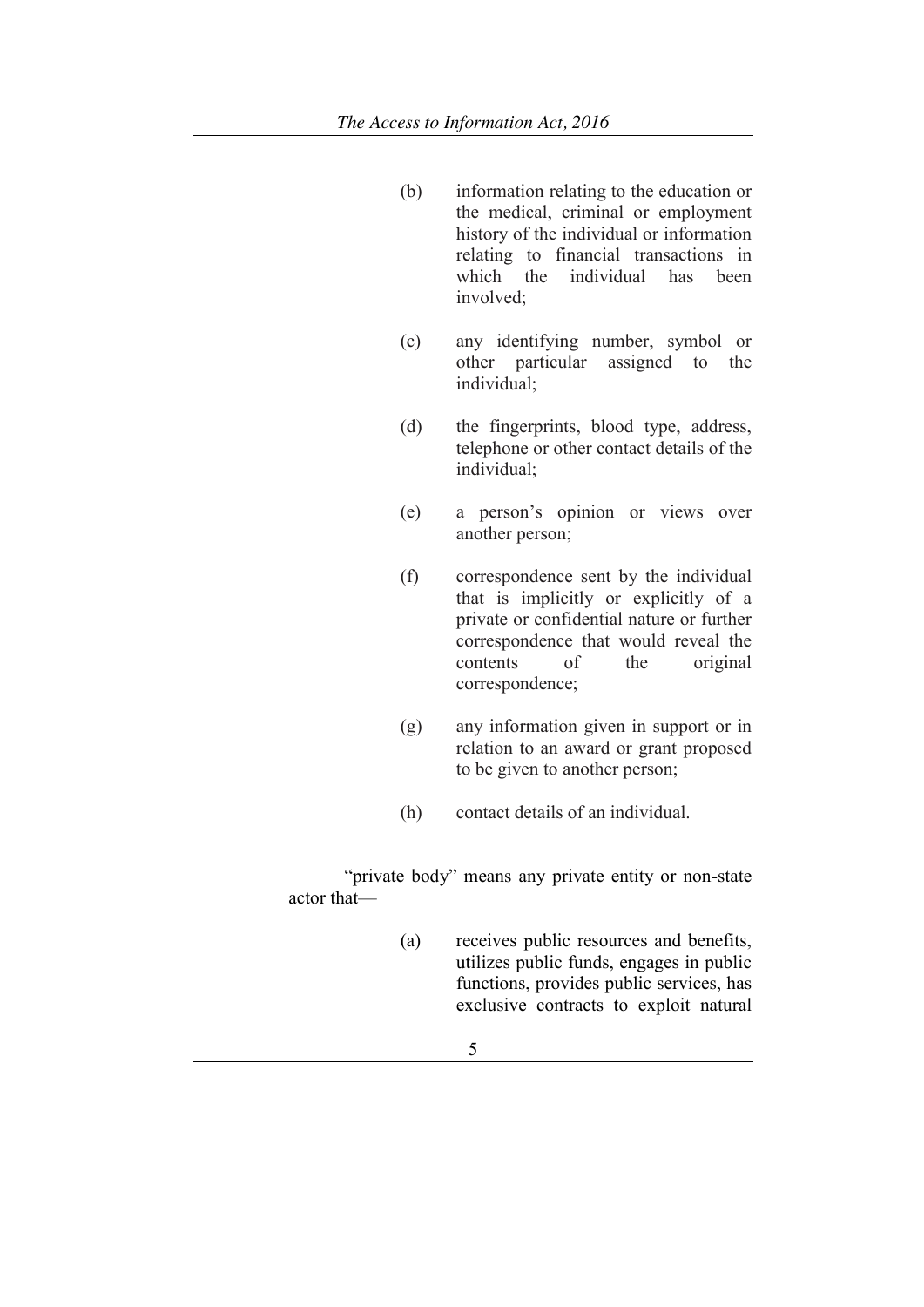(b) information relating to the education or the medical, criminal or employment history of the individual or information relating to financial transactions in which the individual has been involved;

(c) any identifying number, symbol or other particular assigned to the individual;

(d) the fingerprints, blood type, address, telephone or other contact details of the individual;

(e) a person's opinion or views over another person;

(f) correspondence sent by the individual that is implicitly or explicitly of a private or confidential nature or further correspondence that would reveal the contents of the original correspondence;

(g) any information given in support or in relation to an award or grant proposed to be given to another person;

(h) contact details of an individual.

"private body" means any private entity or non-state actor that—

(a) receives public resources and benefits, utilizes public funds, engages in public functions, provides public services, has exclusive contracts to exploit natural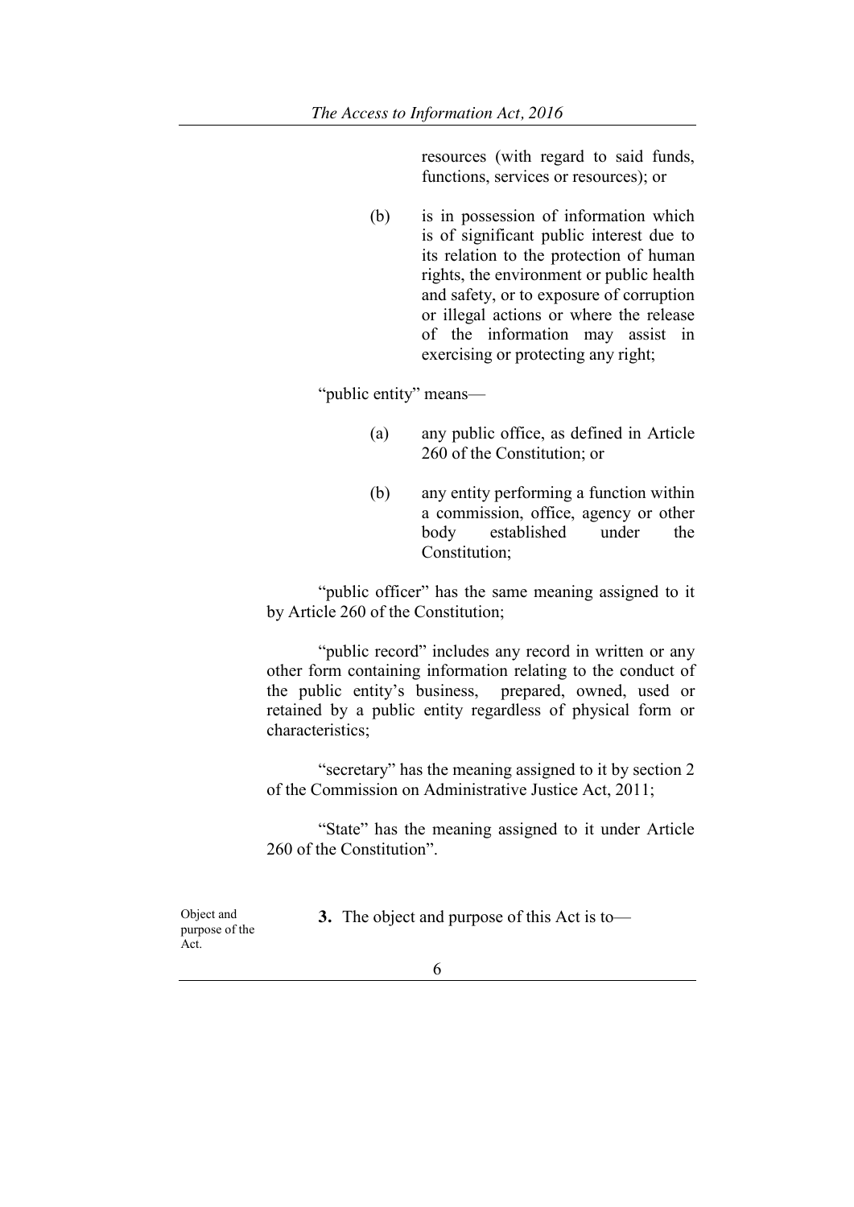resources (with regard to said funds, functions, services or resources); or

(b) is in possession of information which is of significant public interest due to its relation to the protection of human rights, the environment or public health and safety, or to exposure of corruption or illegal actions or where the release of the information may assist in exercising or protecting any right;

"public entity" means—

(a) any public office, as defined in Article 260 of the Constitution; or

(b) any entity performing a function within a commission, office, agency or other body established under the Constitution;

"public officer" has the same meaning assigned to it by Article 260 of the Constitution;

"public record" includes any record in written or any other form containing information relating to the conduct of the public entity's business, prepared, owned, used or retained by a public entity regardless of physical form or characteristics;

"secretary" has the meaning assigned to it by section 2 of the Commission on Administrative Justice Act, 2011;

"State" has the meaning assigned to it under Article 260 of the Constitution".

Object and purpose of the Act.

**3.** The object and purpose of this Act is to—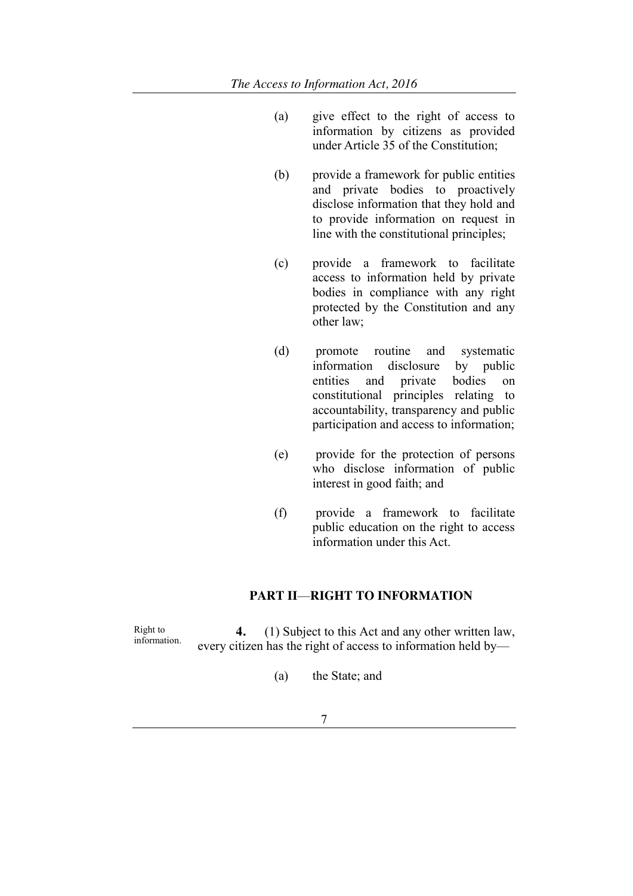(a) give effect to the right of access to information by citizens as provided under Article 35 of the Constitution;

(b) provide a framework for public entities and private bodies to proactively disclose information that they hold and to provide information on request in line with the constitutional principles;

(c) provide a framework to facilitate access to information held by private bodies in compliance with any right protected by the Constitution and any other law;

(d) promote routine and systematic information disclosure by public entities and private bodies on constitutional principles relating to accountability, transparency and public participation and access to information;

(e) provide for the protection of persons who disclose information of public interest in good faith; and

(f) provide a framework to facilitate public education on the right to access information under this Act.

## PART II—RIGHT TO INFORMATION

Right to information.

**4.** (1) Subject to this Act and any other written law, every citizen has the right of access to information held by—

(a) the State; and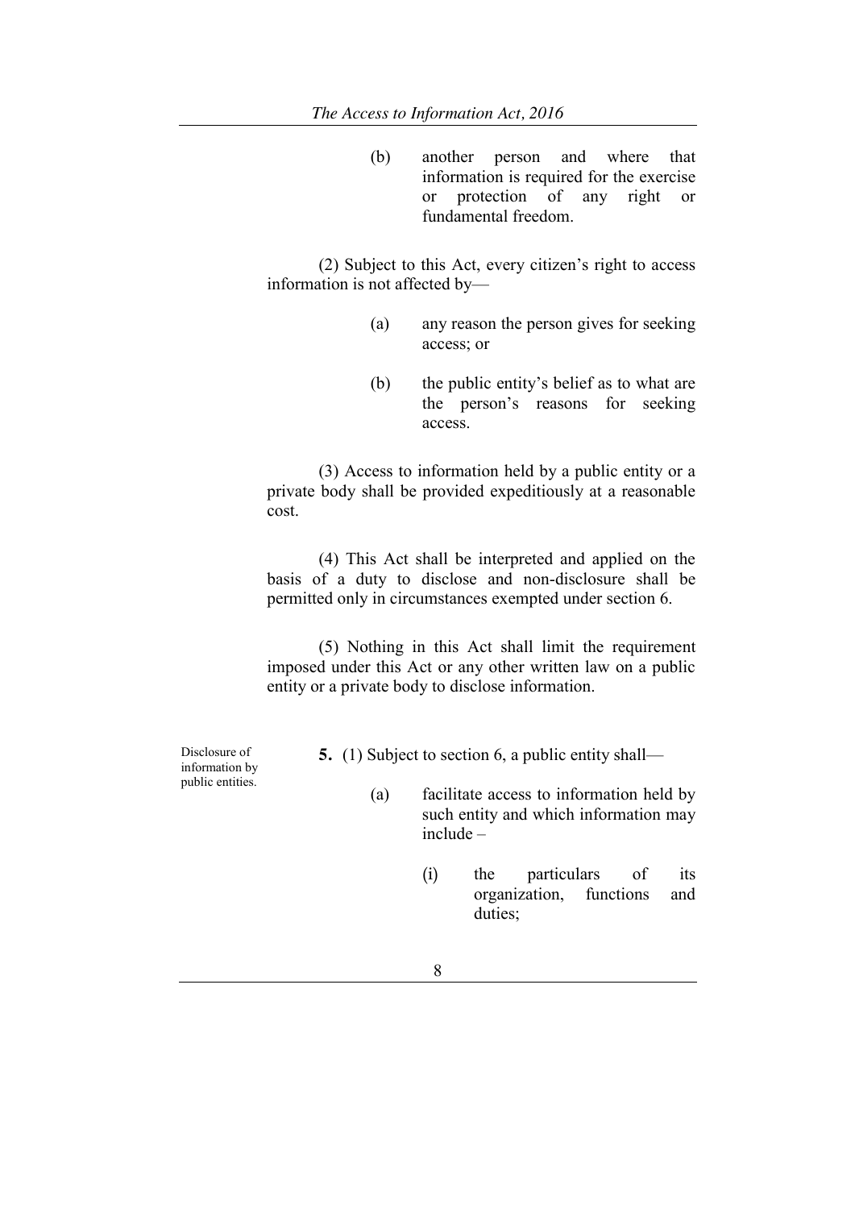(b) another person and where that information is required for the exercise or protection of any right or fundamental freedom.

(2) Subject to this Act, every citizen's right to access information is not affected by—

(a) any reason the person gives for seeking access; or

(b) the public entity's belief as to what are the person's reasons for seeking access.

(3) Access to information held by a public entity or a private body shall be provided expeditiously at a reasonable cost.

(4) This Act shall be interpreted and applied on the basis of a duty to disclose and non-disclosure shall be permitted only in circumstances exempted under section 6.

(5) Nothing in this Act shall limit the requirement imposed under this Act or any other written law on a public entity or a private body to disclose information.

Disclosure of information by public entities.

**5.** (1) Subject to section 6, a public entity shall—

(a) facilitate access to information held by such entity and which information may include –

(i) the particulars of its organization, functions and duties;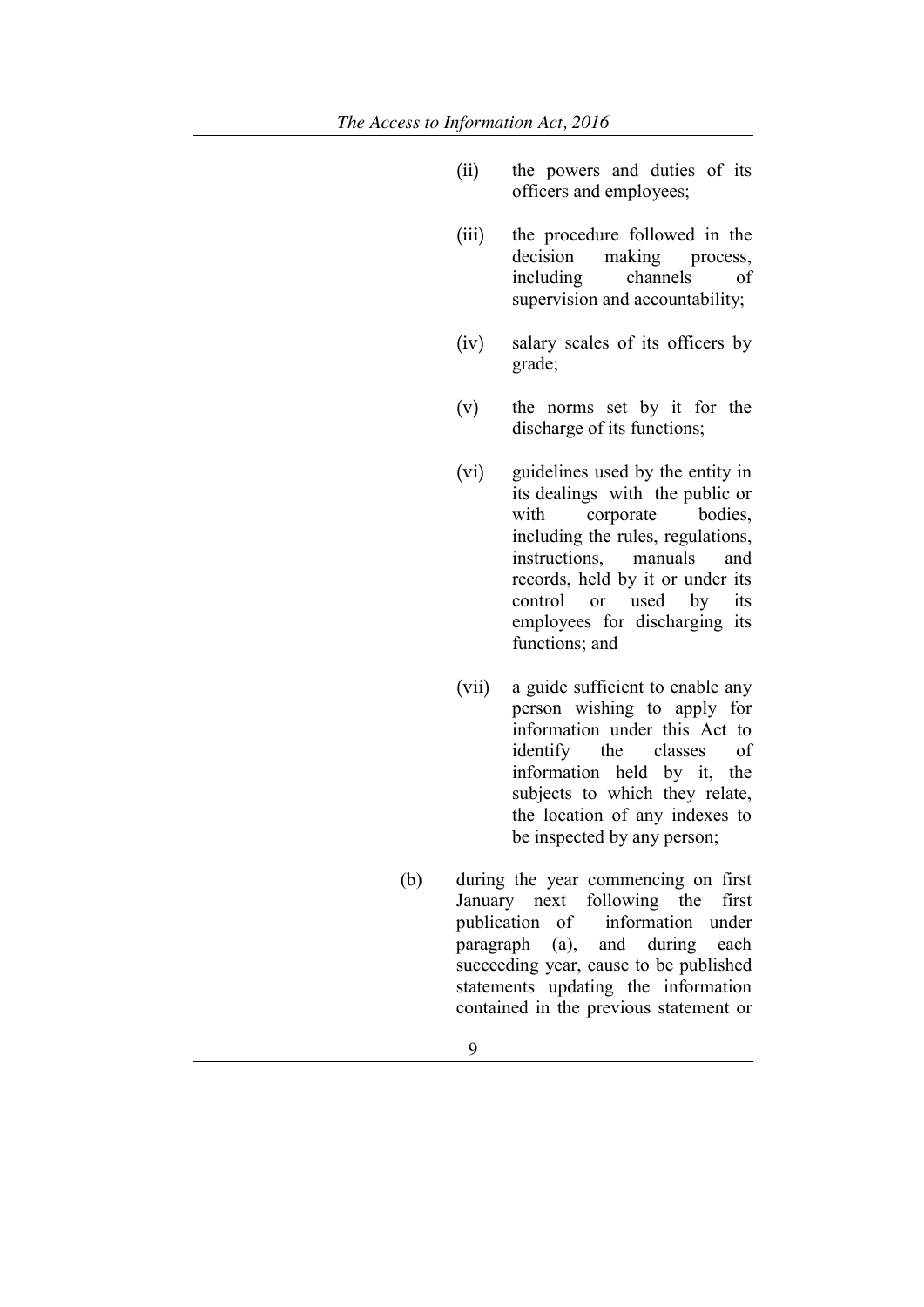(ii) the powers and duties of its officers and employees;

(iii) the procedure followed in the decision making process, including channels of supervision and accountability;

(iv) salary scales of its officers by grade;

(v) the norms set by it for the discharge of its functions;

(vi) guidelines used by the entity in its dealings with the public or with corporate bodies, including the rules, regulations, instructions, manuals and records, held by it or under its control or used by its employees for discharging its functions; and

(vii) a guide sufficient to enable any person wishing to apply for information under this Act to identify the classes of information held by it, the subjects to which they relate, the location of any indexes to be inspected by any person;

(b) during the year commencing on first January next following the first publication of information under paragraph (a), and during each succeeding year, cause to be published statements updating the information contained in the previous statement or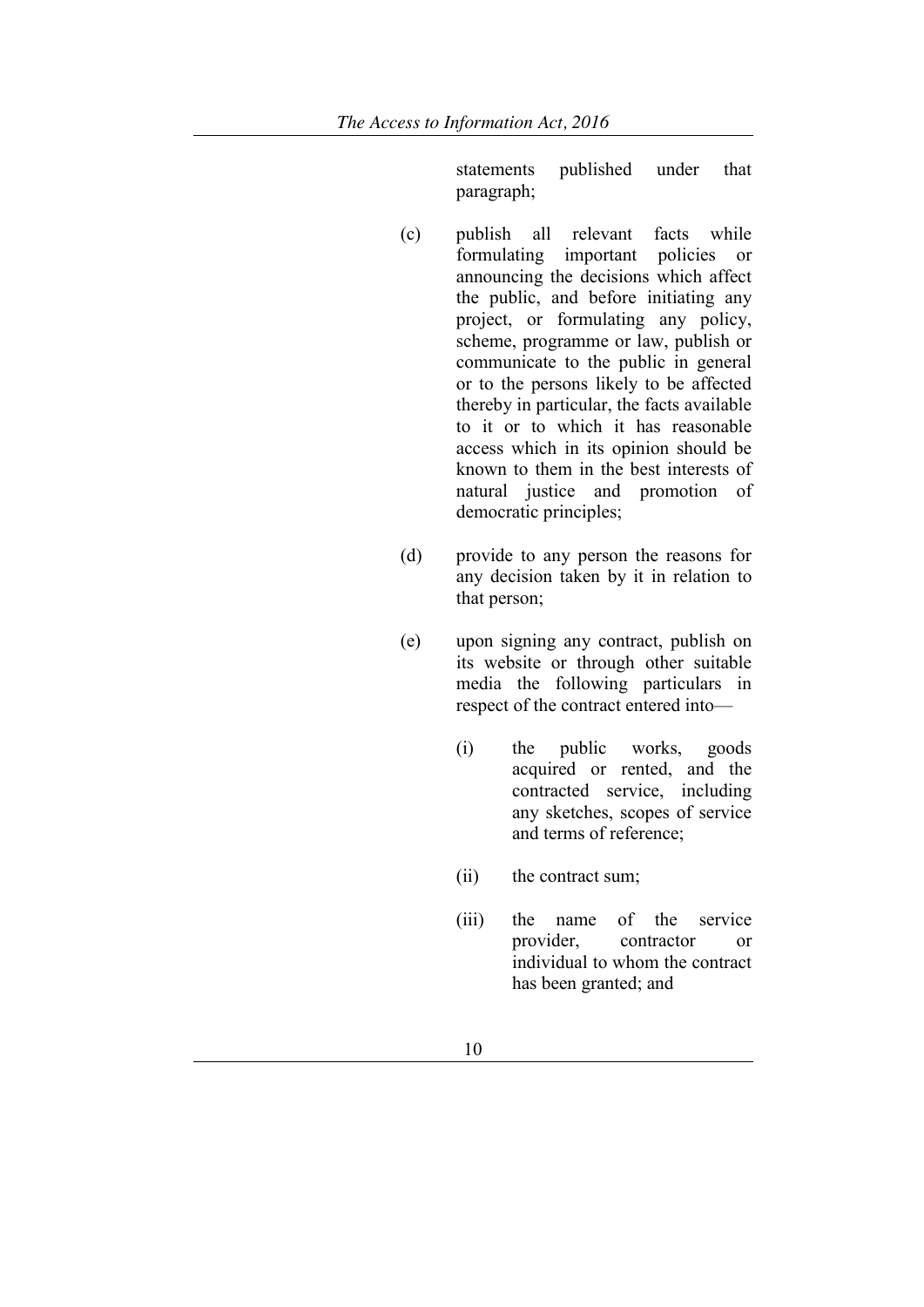statements published under that paragraph;

(c) publish all relevant facts while formulating important policies or announcing the decisions which affect the public, and before initiating any project, or formulating any policy, scheme, programme or law, publish or communicate to the public in general or to the persons likely to be affected thereby in particular, the facts available to it or to which it has reasonable access which in its opinion should be known to them in the best interests of natural justice and promotion of democratic principles;

(d) provide to any person the reasons for any decision taken by it in relation to that person;

(e) upon signing any contract, publish on its website or through other suitable media the following particulars in respect of the contract entered into—

(i) the public works, goods acquired or rented, and the contracted service, including any sketches, scopes of service and terms of reference;

(ii) the contract sum;

(iii) the name of the service provider, contractor or individual to whom the contract has been granted; and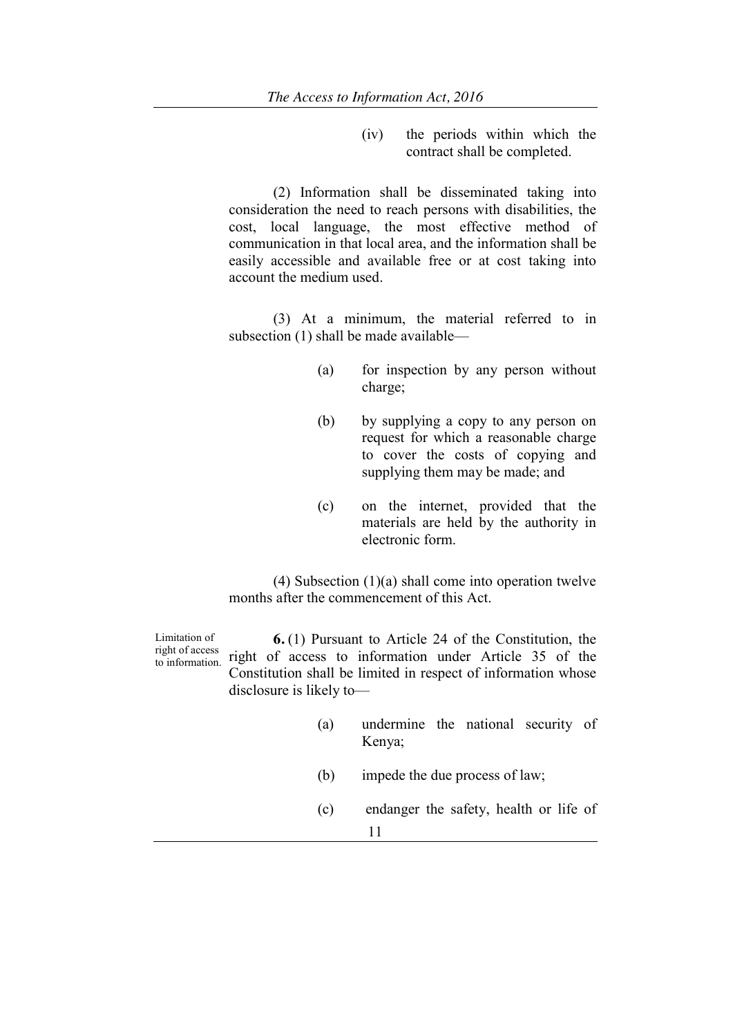(iv) the periods within which the contract shall be completed.

(2) Information shall be disseminated taking into consideration the need to reach persons with disabilities, the cost, local language, the most effective method of communication in that local area, and the information shall be easily accessible and available free or at cost taking into account the medium used.

(3) At a minimum, the material referred to in subsection (1) shall be made available—

(a) for inspection by any person without charge;

(b) by supplying a copy to any person on request for which a reasonable charge to cover the costs of copying and supplying them may be made; and

(c) on the internet, provided that the materials are held by the authority in electronic form.

(4) Subsection (1)(a) shall come into operation twelve months after the commencement of this Act.

Limitation of right of access to information.

**6.** (1) Pursuant to Article 24 of the Constitution, the right of access to information under Article 35 of the Constitution shall be limited in respect of information whose disclosure is likely to—

(a) undermine the national security of Kenya;

(b) impede the due process of law;

(c) endanger the safety, health or life of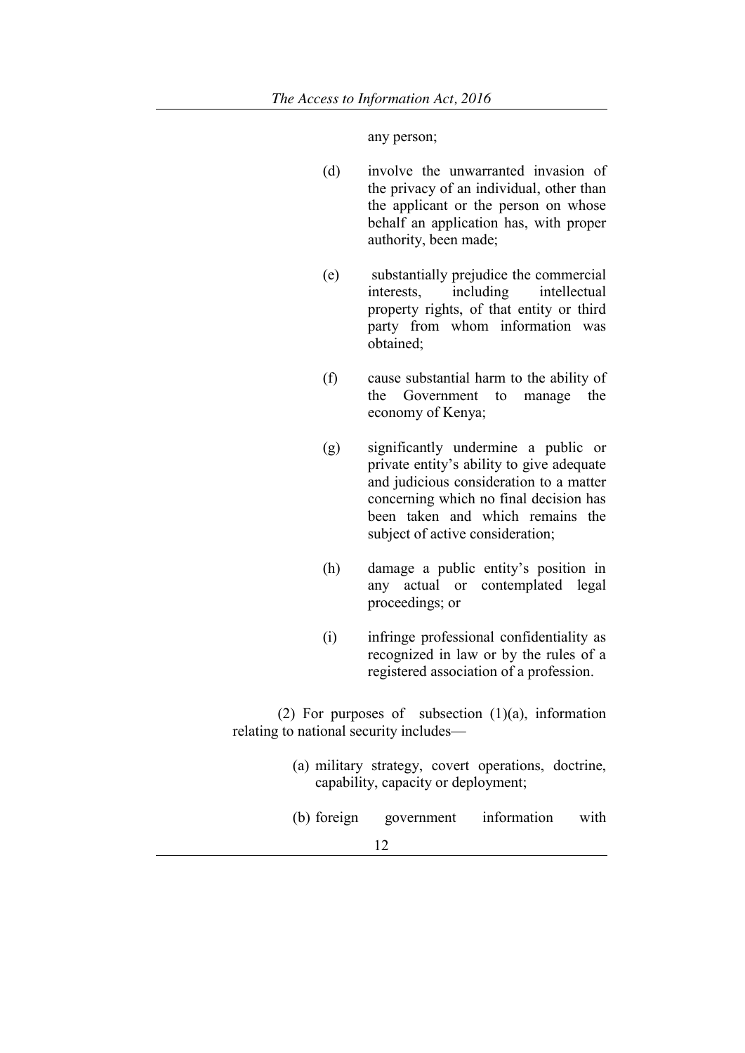any person;

(d) involve the unwarranted invasion of the privacy of an individual, other than the applicant or the person on whose behalf an application has, with proper authority, been made;

(e) substantially prejudice the commercial interests, including intellectual property rights, of that entity or third party from whom information was obtained;

(f) cause substantial harm to the ability of the Government to manage the economy of Kenya;

(g) significantly undermine a public or private entity's ability to give adequate and judicious consideration to a matter concerning which no final decision has been taken and which remains the subject of active consideration;

(h) damage a public entity's position in any actual or contemplated legal proceedings; or

(i) infringe professional confidentiality as recognized in law or by the rules of a registered association of a profession.

(2) For purposes of subsection (1)(a), information relating to national security includes—

(a) military strategy, covert operations, doctrine, capability, capacity or deployment;

(b) foreign government information with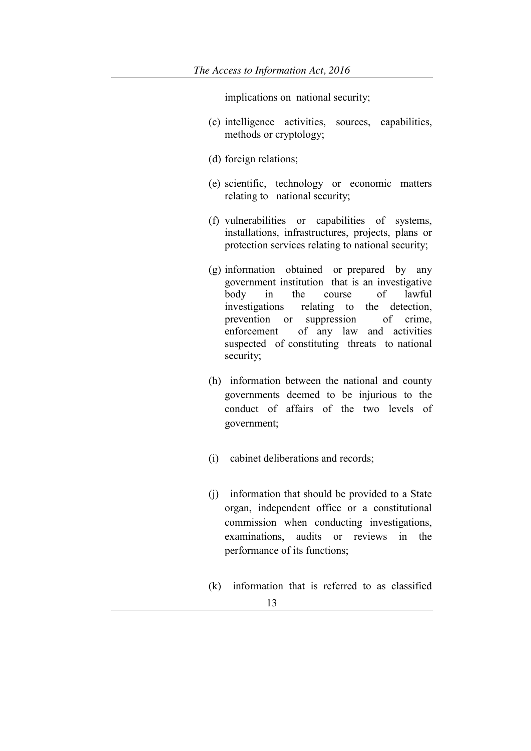implications on national security;

(c) intelligence activities, sources, capabilities, methods or cryptology;

(d) foreign relations;

(e) scientific, technology or economic matters relating to national security;

(f) vulnerabilities or capabilities of systems, installations, infrastructures, projects, plans or protection services relating to national security;

(g) information obtained or prepared by any government institution that is an investigative body in the course of lawful investigations relating to the detection, prevention or suppression of crime, enforcement of any law and activities suspected of constituting threats to national security;

(h) information between the national and county governments deemed to be injurious to the conduct of affairs of the two levels of government;

(i) cabinet deliberations and records;

(j) information that should be provided to a State organ, independent office or a constitutional commission when conducting investigations, examinations, audits or reviews in the performance of its functions;

(k) information that is referred to as classified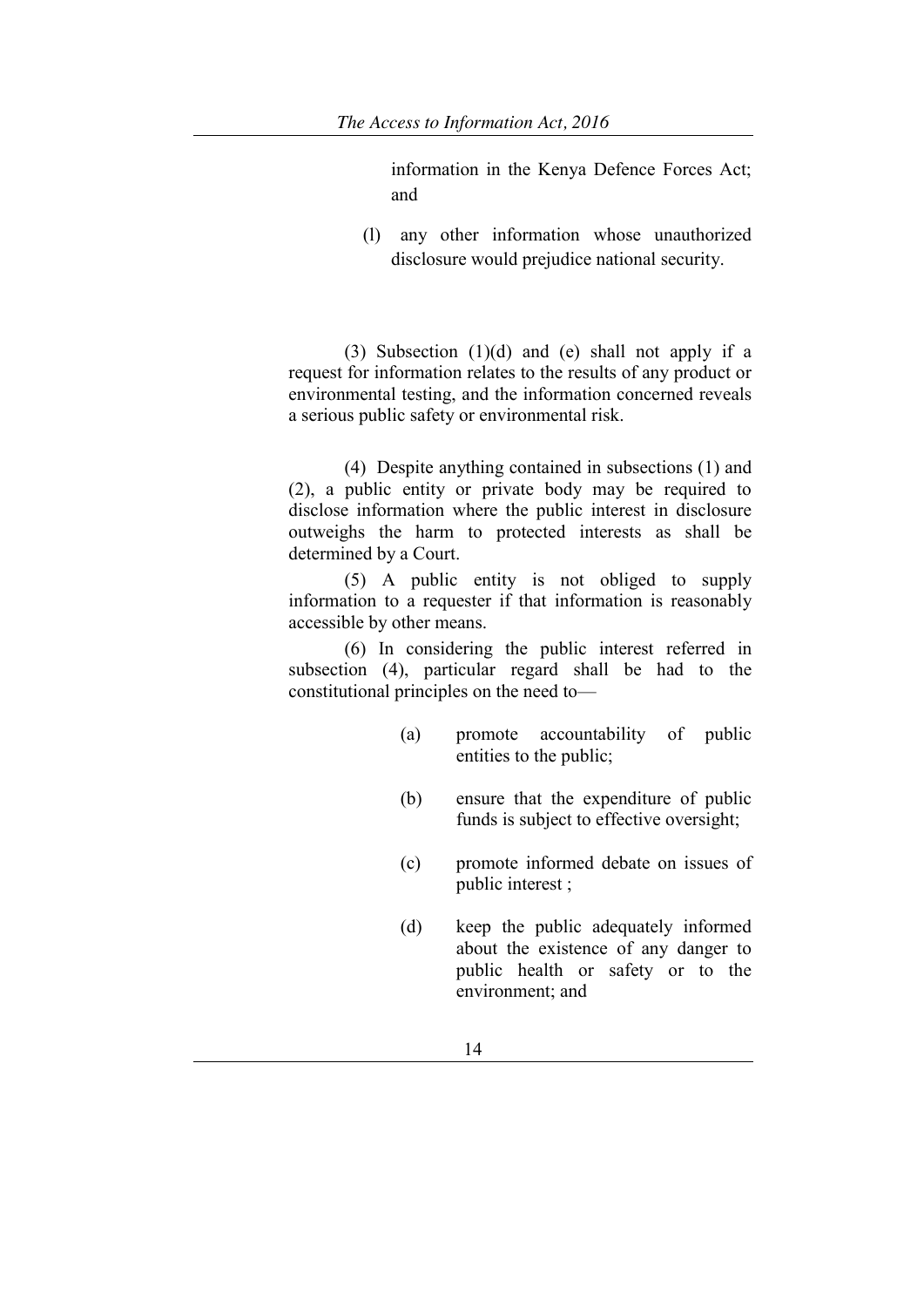information in the Kenya Defence Forces Act; and

(l) any other information whose unauthorized disclosure would prejudice national security.

(3) Subsection (1)(d) and (e) shall not apply if a request for information relates to the results of any product or environmental testing, and the information concerned reveals a serious public safety or environmental risk.

(4) Despite anything contained in subsections (1) and (2), a public entity or private body may be required to disclose information where the public interest in disclosure outweighs the harm to protected interests as shall be determined by a Court.

(5) A public entity is not obliged to supply information to a requester if that information is reasonably accessible by other means.

(6) In considering the public interest referred in subsection (4), particular regard shall be had to the constitutional principles on the need to—

(a) promote accountability of public entities to the public;

(b) ensure that the expenditure of public funds is subject to effective oversight;

(c) promote informed debate on issues of public interest ;

(d) keep the public adequately informed about the existence of any danger to public health or safety or to the environment; and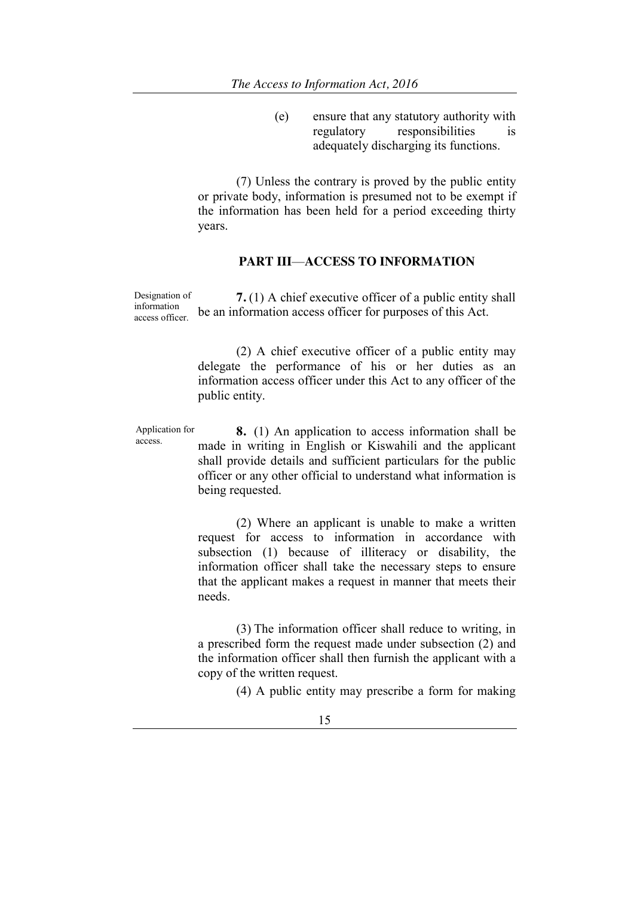(e) ensure that any statutory authority with regulatory responsibilities is adequately discharging its functions.

(7) Unless the contrary is proved by the public entity or private body, information is presumed not to be exempt if the information has been held for a period exceeding thirty years.

## PART III—ACCESS TO INFORMATION

*Designation of information access officer.*

**7.** (1) A chief executive officer of a public entity shall be an information access officer for purposes of this Act.

(2) A chief executive officer of a public entity may delegate the performance of his or her duties as an information access officer under this Act to any officer of the public entity.

*Application for access.*

**8.** (1) An application to access information shall be made in writing in English or Kiswahili and the applicant shall provide details and sufficient particulars for the public officer or any other official to understand what information is being requested.

(2) Where an applicant is unable to make a written request for access to information in accordance with subsection (1) because of illiteracy or disability, the information officer shall take the necessary steps to ensure that the applicant makes a request in manner that meets their needs.

(3) The information officer shall reduce to writing, in a prescribed form the request made under subsection (2) and the information officer shall then furnish the applicant with a copy of the written request.

(4) A public entity may prescribe a form for making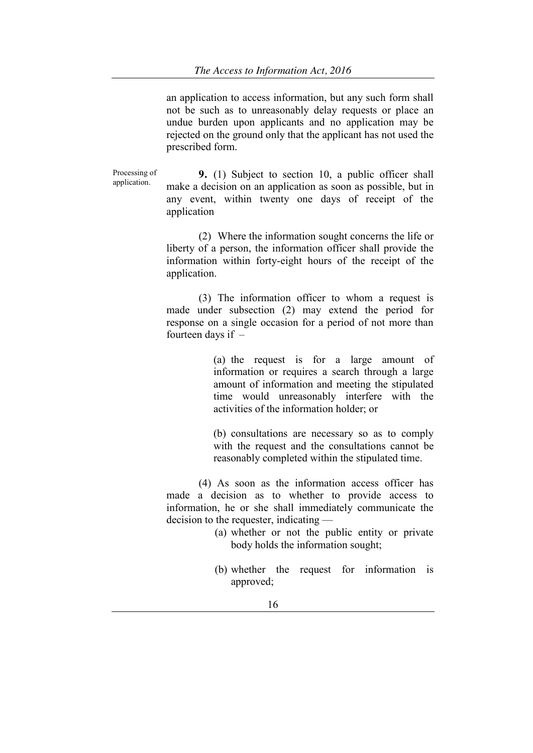an application to access information, but any such form shall not be such as to unreasonably delay requests or place an undue burden upon applicants and no application may be rejected on the ground only that the applicant has not used the prescribed form.

Processing of application.

**9.** (1) Subject to section 10, a public officer shall make a decision on an application as soon as possible, but in any event, within twenty one days of receipt of the application

(2) Where the information sought concerns the life or liberty of a person, the information officer shall provide the information within forty-eight hours of the receipt of the application.

(3) The information officer to whom a request is made under subsection (2) may extend the period for response on a single occasion for a period of not more than fourteen days if –

(a) the request is for a large amount of information or requires a search through a large amount of information and meeting the stipulated time would unreasonably interfere with the activities of the information holder; or

(b) consultations are necessary so as to comply with the request and the consultations cannot be reasonably completed within the stipulated time.

(4) As soon as the information access officer has made a decision as to whether to provide access to information, he or she shall immediately communicate the decision to the requester, indicating —

(a) whether or not the public entity or private body holds the information sought;

(b) whether the request for information is approved;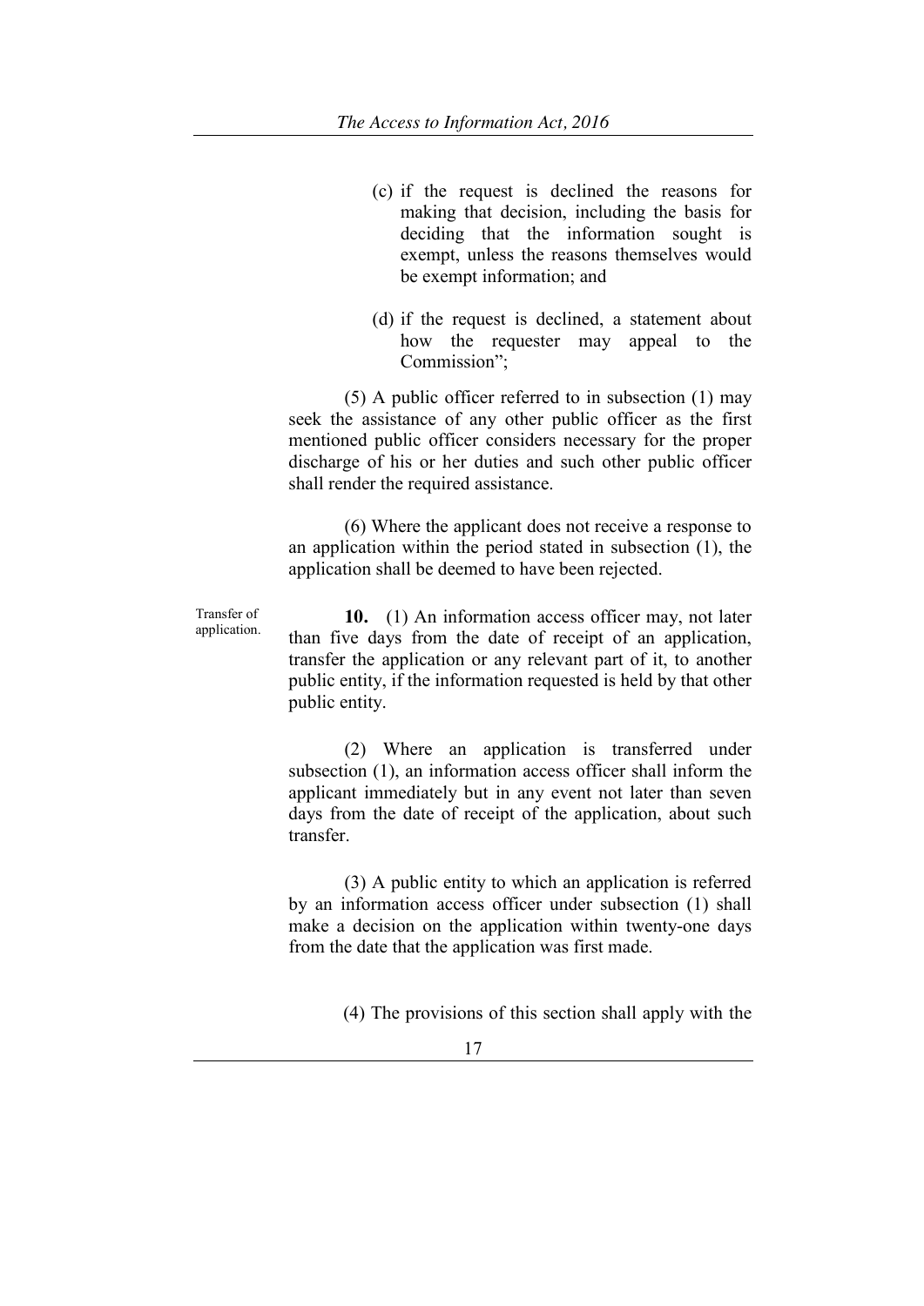(c) if the request is declined the reasons for making that decision, including the basis for deciding that the information sought is exempt, unless the reasons themselves would be exempt information; and

(d) if the request is declined, a statement about how the requester may appeal to the Commission";

(5) A public officer referred to in subsection (1) may seek the assistance of any other public officer as the first mentioned public officer considers necessary for the proper discharge of his or her duties and such other public officer shall render the required assistance.

(6) Where the applicant does not receive a response to an application within the period stated in subsection (1), the application shall be deemed to have been rejected.

Transfer of application.

**10.** (1) An information access officer may, not later than five days from the date of receipt of an application, transfer the application or any relevant part of it, to another public entity, if the information requested is held by that other public entity.

(2) Where an application is transferred under subsection (1), an information access officer shall inform the applicant immediately but in any event not later than seven days from the date of receipt of the application, about such transfer.

(3) A public entity to which an application is referred by an information access officer under subsection (1) shall make a decision on the application within twenty-one days from the date that the application was first made.

(4) The provisions of this section shall apply with the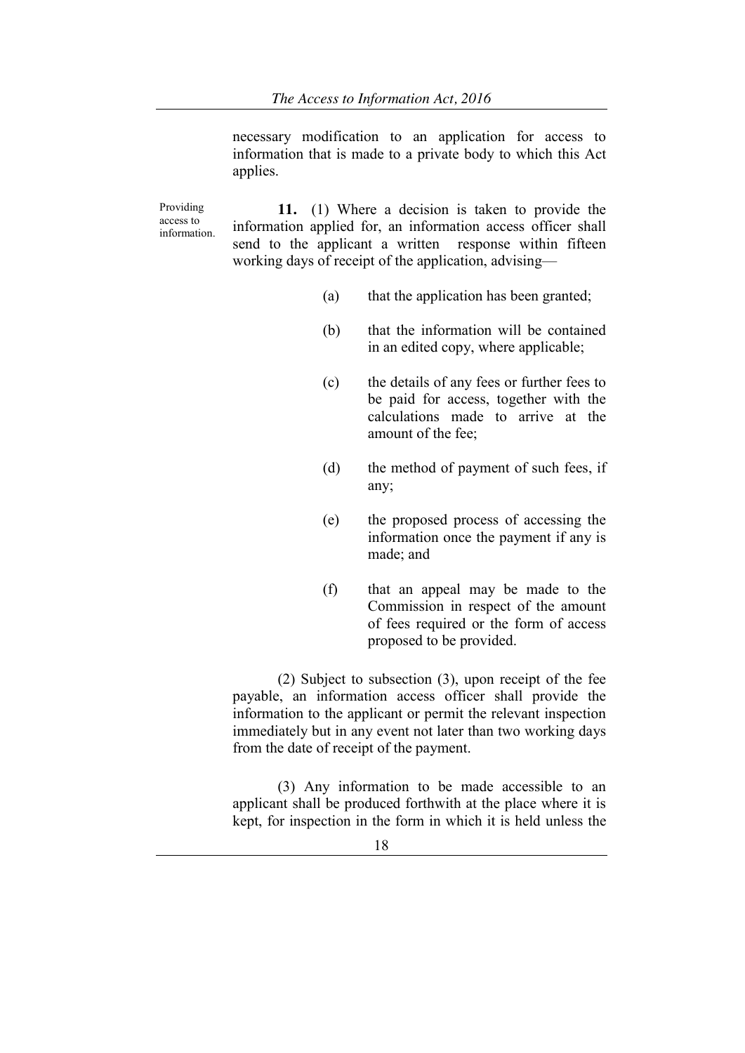necessary modification to an application for access to information that is made to a private body to which this Act applies.

Providing access to information.

**11.** (1) Where a decision is taken to provide the information applied for, an information access officer shall send to the applicant a written response within fifteen working days of receipt of the application, advising—

(a) that the application has been granted;

(b) that the information will be contained in an edited copy, where applicable;

(c) the details of any fees or further fees to be paid for access, together with the calculations made to arrive at the amount of the fee;

(d) the method of payment of such fees, if any;

(e) the proposed process of accessing the information once the payment if any is made; and

(f) that an appeal may be made to the Commission in respect of the amount of fees required or the form of access proposed to be provided.

(2) Subject to subsection (3), upon receipt of the fee payable, an information access officer shall provide the information to the applicant or permit the relevant inspection immediately but in any event not later than two working days from the date of receipt of the payment.

(3) Any information to be made accessible to an applicant shall be produced forthwith at the place where it is kept, for inspection in the form in which it is held unless the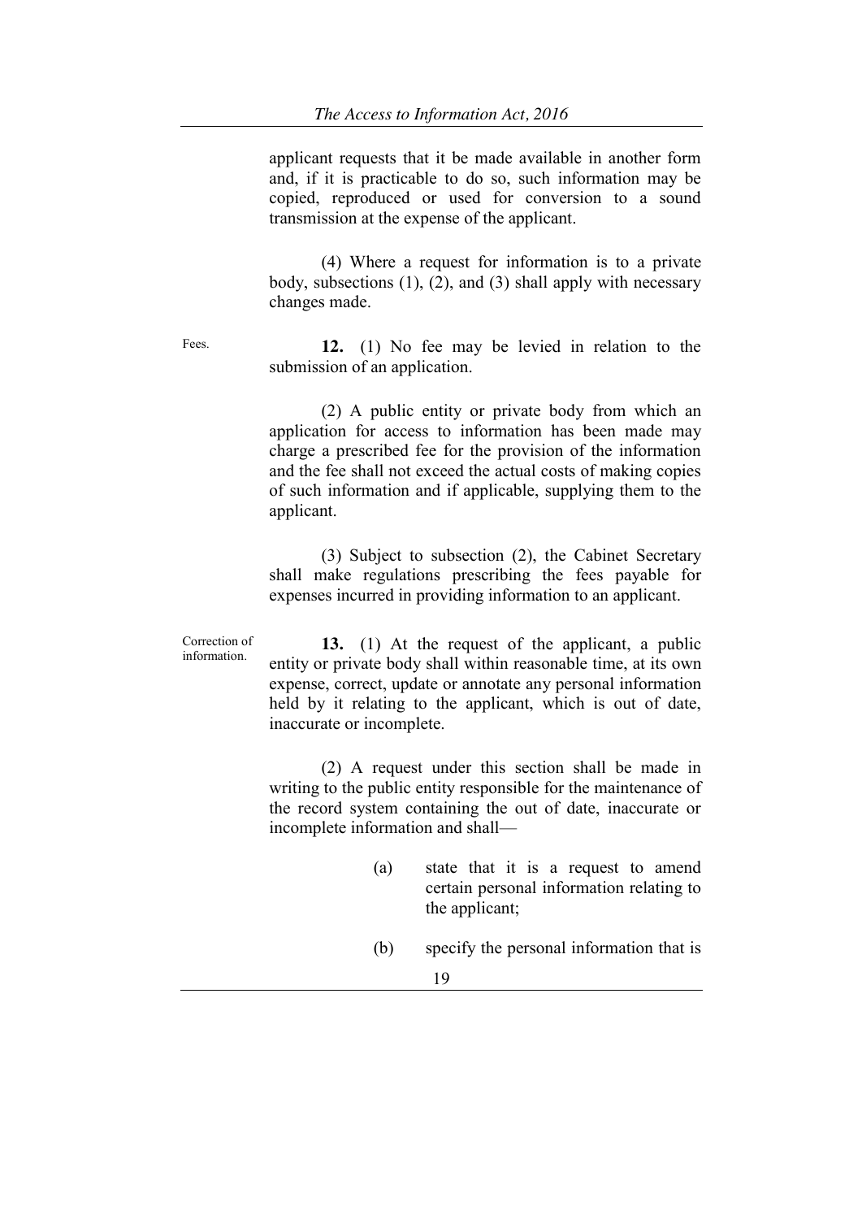applicant requests that it be made available in another form and, if it is practicable to do so, such information may be copied, reproduced or used for conversion to a sound transmission at the expense of the applicant.

(4) Where a request for information is to a private body, subsections (1), (2), and (3) shall apply with necessary changes made.

Fees.

**12.** (1) No fee may be levied in relation to the submission of an application.

(2) A public entity or private body from which an application for access to information has been made may charge a prescribed fee for the provision of the information and the fee shall not exceed the actual costs of making copies of such information and if applicable, supplying them to the applicant.

(3) Subject to subsection (2), the Cabinet Secretary shall make regulations prescribing the fees payable for expenses incurred in providing information to an applicant.

Correction of information.

**13.** (1) At the request of the applicant, a public entity or private body shall within reasonable time, at its own expense, correct, update or annotate any personal information held by it relating to the applicant, which is out of date, inaccurate or incomplete.

(2) A request under this section shall be made in writing to the public entity responsible for the maintenance of the record system containing the out of date, inaccurate or incomplete information and shall—

(a) state that it is a request to amend certain personal information relating to the applicant;

(b) specify the personal information that is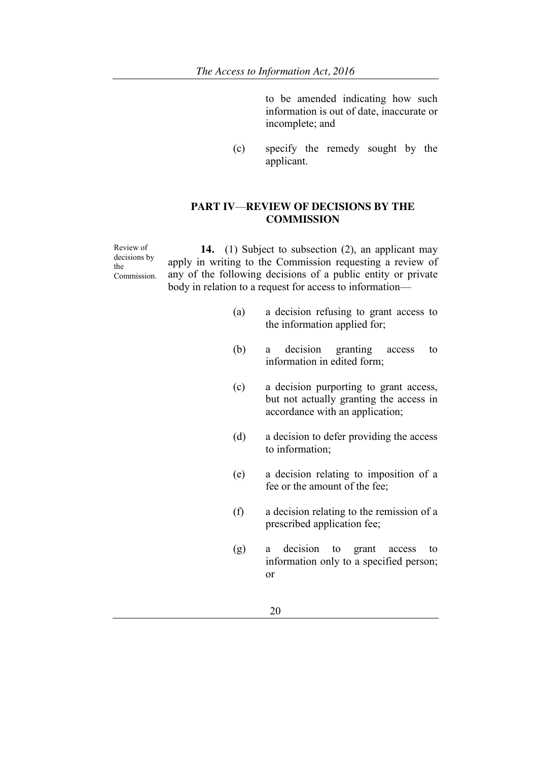to be amended indicating how such information is out of date, inaccurate or incomplete; and

(c) specify the remedy sought by the applicant.

## PART IV—REVIEW OF DECISIONS BY THE COMMISSION

Review of decisions by the Commission.

**14.** (1) Subject to subsection (2), an applicant may apply in writing to the Commission requesting a review of any of the following decisions of a public entity or private body in relation to a request for access to information—

(a) a decision refusing to grant access to the information applied for;

(b) a decision granting access to information in edited form;

(c) a decision purporting to grant access, but not actually granting the access in accordance with an application;

(d) a decision to defer providing the access to information;

(e) a decision relating to imposition of a fee or the amount of the fee;

(f) a decision relating to the remission of a prescribed application fee;

(g) a decision to grant access to information only to a specified person; or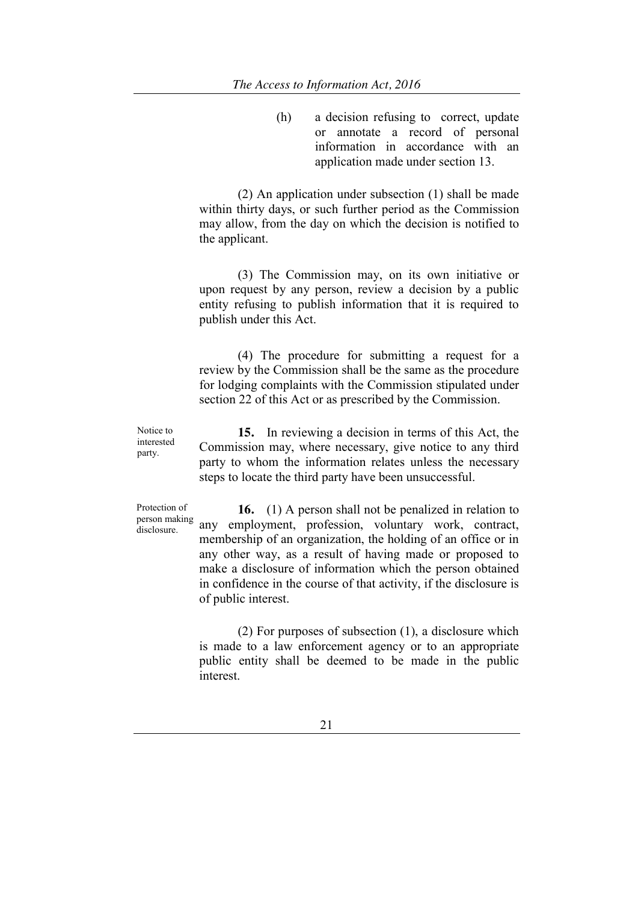(h) a decision refusing to correct, update or annotate a record of personal information in accordance with an application made under section 13.

(2) An application under subsection (1) shall be made within thirty days, or such further period as the Commission may allow, from the day on which the decision is notified to the applicant.

(3) The Commission may, on its own initiative or upon request by any person, review a decision by a public entity refusing to publish information that it is required to publish under this Act.

(4) The procedure for submitting a request for a review by the Commission shall be the same as the procedure for lodging complaints with the Commission stipulated under section 22 of this Act or as prescribed by the Commission.

*Notice to interested party.*

**15.** In reviewing a decision in terms of this Act, the Commission may, where necessary, give notice to any third party to whom the information relates unless the necessary steps to locate the third party have been unsuccessful.

*Protection of person making disclosure.*

**16.** (1) A person shall not be penalized in relation to any employment, profession, voluntary work, contract, membership of an organization, the holding of an office or in any other way, as a result of having made or proposed to make a disclosure of information which the person obtained in confidence in the course of that activity, if the disclosure is of public interest.

(2) For purposes of subsection (1), a disclosure which is made to a law enforcement agency or to an appropriate public entity shall be deemed to be made in the public interest.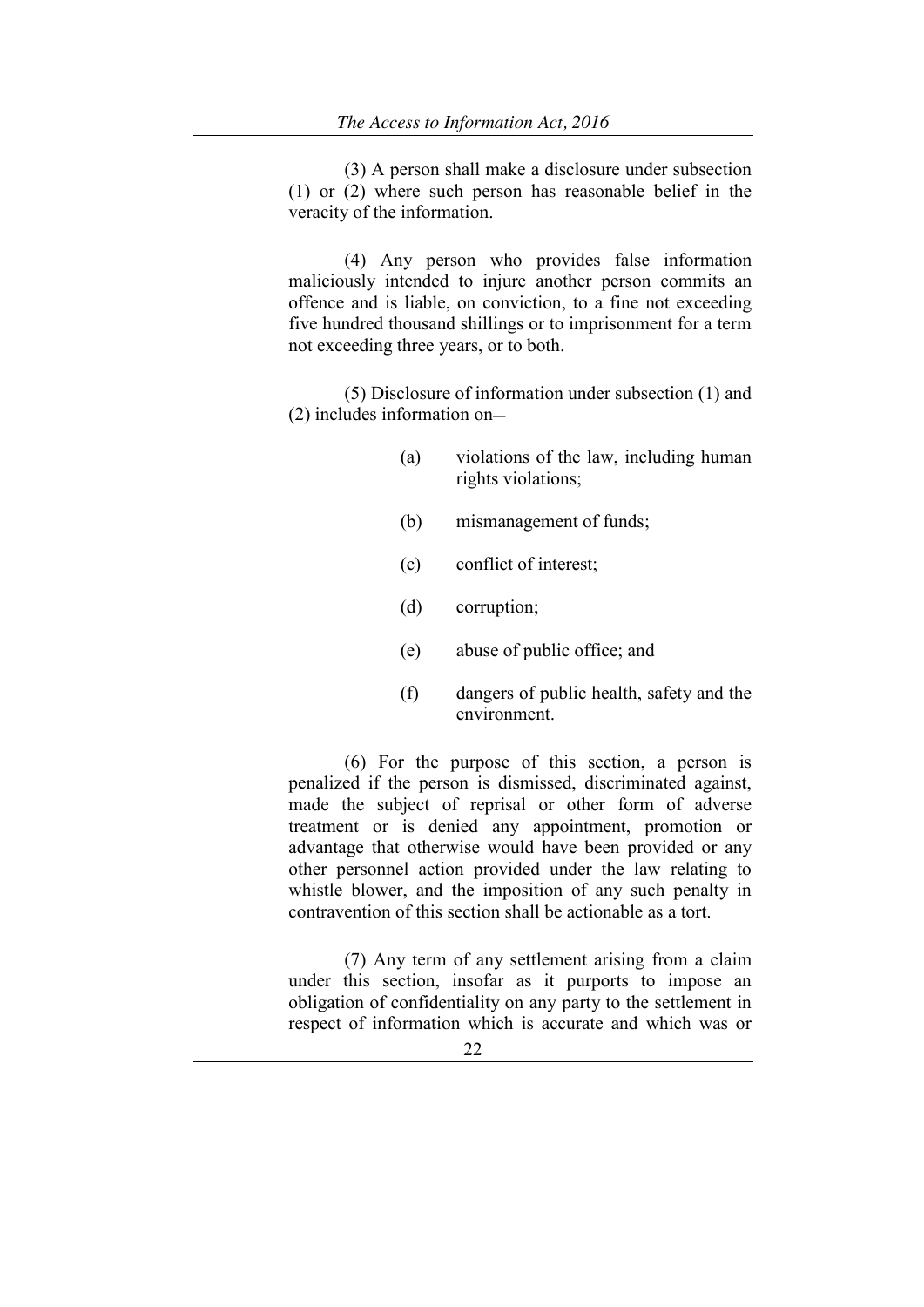(3) A person shall make a disclosure under subsection (1) or (2) where such person has reasonable belief in the veracity of the information.

(4) Any person who provides false information maliciously intended to injure another person commits an offence and is liable, on conviction, to a fine not exceeding five hundred thousand shillings or to imprisonment for a term not exceeding three years, or to both.

(5) Disclosure of information under subsection (1) and (2) includes information on—

(a) violations of the law, including human rights violations;

(b) mismanagement of funds;

(c) conflict of interest;

(d) corruption;

(e) abuse of public office; and

(f) dangers of public health, safety and the environment.

(6) For the purpose of this section, a person is penalized if the person is dismissed, discriminated against, made the subject of reprisal or other form of adverse treatment or is denied any appointment, promotion or advantage that otherwise would have been provided or any other personnel action provided under the law relating to whistle blower, and the imposition of any such penalty in contravention of this section shall be actionable as a tort.

(7) Any term of any settlement arising from a claim under this section, insofar as it purports to impose an obligation of confidentiality on any party to the settlement in respect of information which is accurate and which was or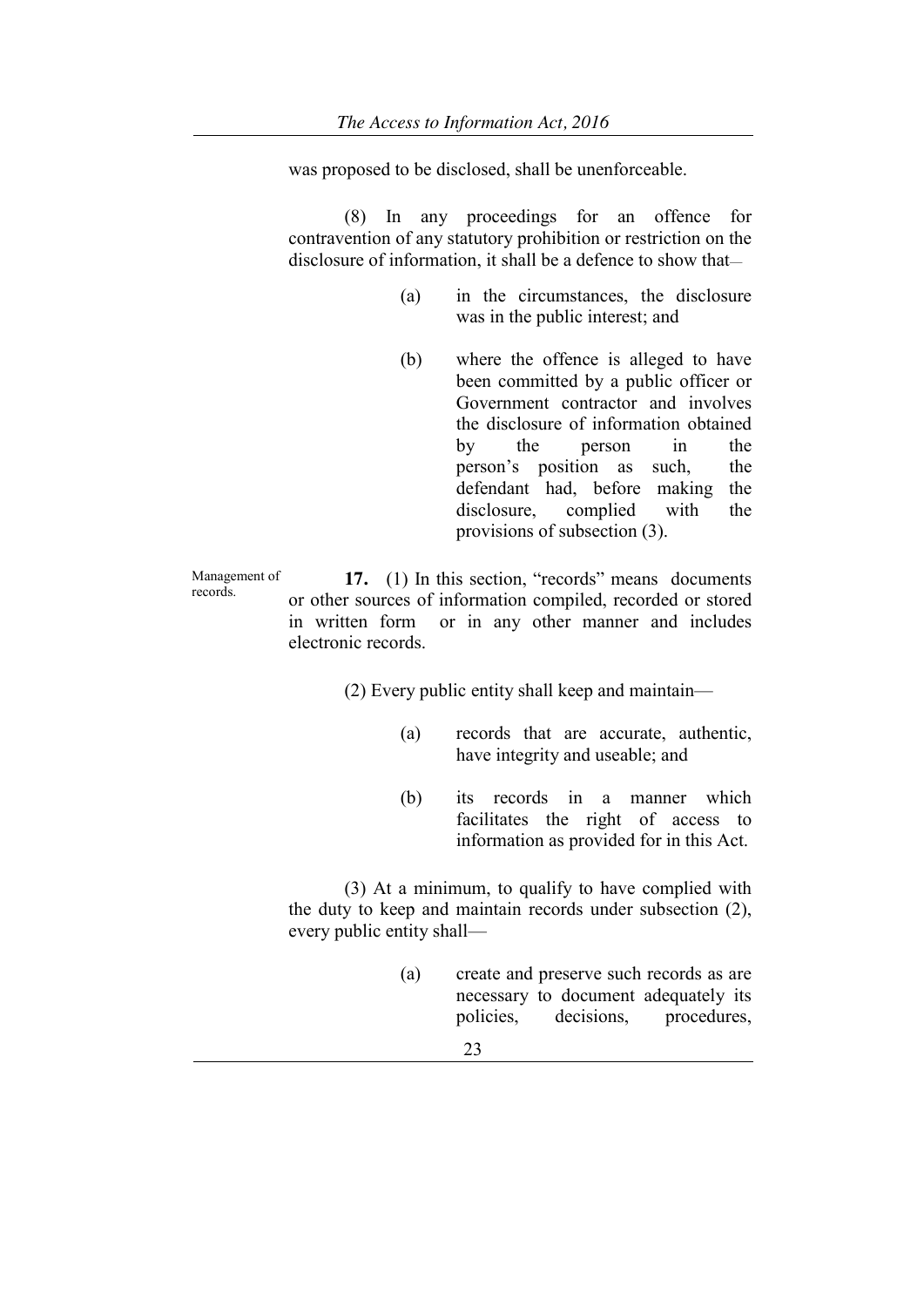was proposed to be disclosed, shall be unenforceable.

(8) In any proceedings for an offence for contravention of any statutory prohibition or restriction on the disclosure of information, it shall be a defence to show that—

(a) in the circumstances, the disclosure was in the public interest; and

(b) where the offence is alleged to have been committed by a public officer or Government contractor and involves the disclosure of information obtained by the person in the person's position as such, the defendant had, before making the disclosure, complied with the provisions of subsection (3).

Management of records.

**17.** (1) In this section, "records" means documents or other sources of information compiled, recorded or stored in written form or in any other manner and includes electronic records.

(2) Every public entity shall keep and maintain—

(a) records that are accurate, authentic, have integrity and useable; and

(b) its records in a manner which facilitates the right of access to information as provided for in this Act.

(3) At a minimum, to qualify to have complied with the duty to keep and maintain records under subsection (2), every public entity shall—

(a) create and preserve such records as are necessary to document adequately its policies, decisions, procedures,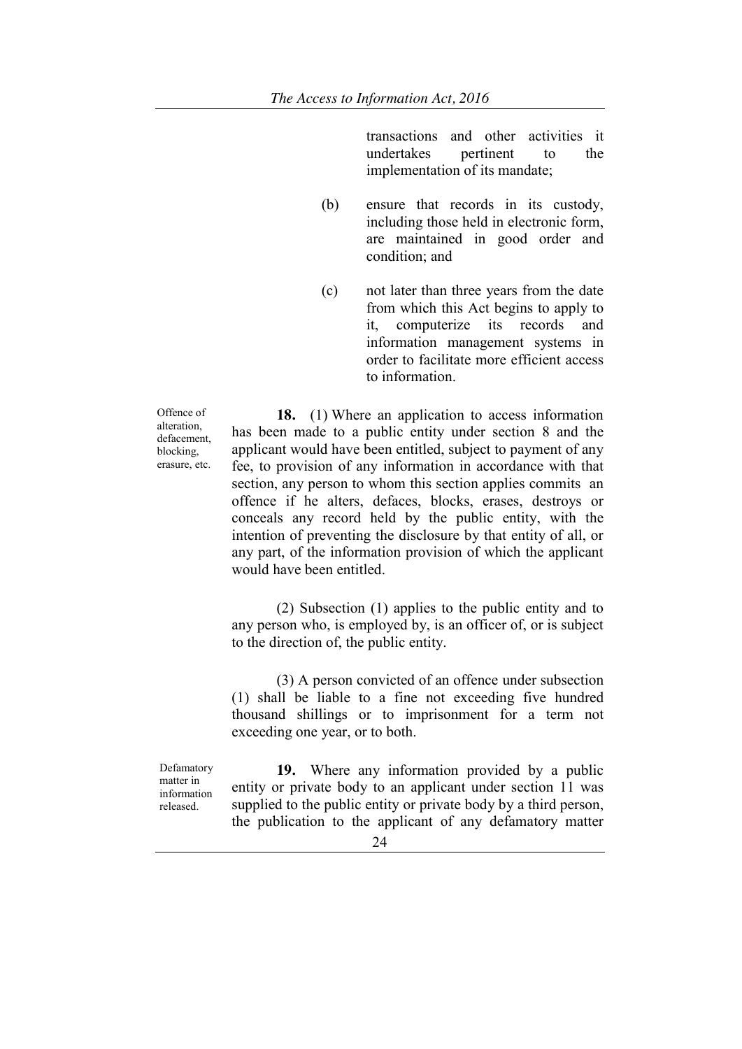transactions and other activities it undertakes pertinent to the implementation of its mandate;

(b) ensure that records in its custody, including those held in electronic form, are maintained in good order and condition; and

(c) not later than three years from the date from which this Act begins to apply to it, computerize its records and information management systems in order to facilitate more efficient access to information.

Offence of alteration, defacement, blocking, erasure, etc.

**18.** (1) Where an application to access information has been made to a public entity under section 8 and the applicant would have been entitled, subject to payment of any fee, to provision of any information in accordance with that section, any person to whom this section applies commits an offence if he alters, defaces, blocks, erases, destroys or conceals any record held by the public entity, with the intention of preventing the disclosure by that entity of all, or any part, of the information provision of which the applicant would have been entitled.

(2) Subsection (1) applies to the public entity and to any person who, is employed by, is an officer of, or is subject to the direction of, the public entity.

(3) A person convicted of an offence under subsection (1) shall be liable to a fine not exceeding five hundred thousand shillings or to imprisonment for a term not exceeding one year, or to both.

Defamatory matter in information released.

**19.** Where any information provided by a public entity or private body to an applicant under section 11 was supplied to the public entity or private body by a third person, the publication to the applicant of any defamatory matter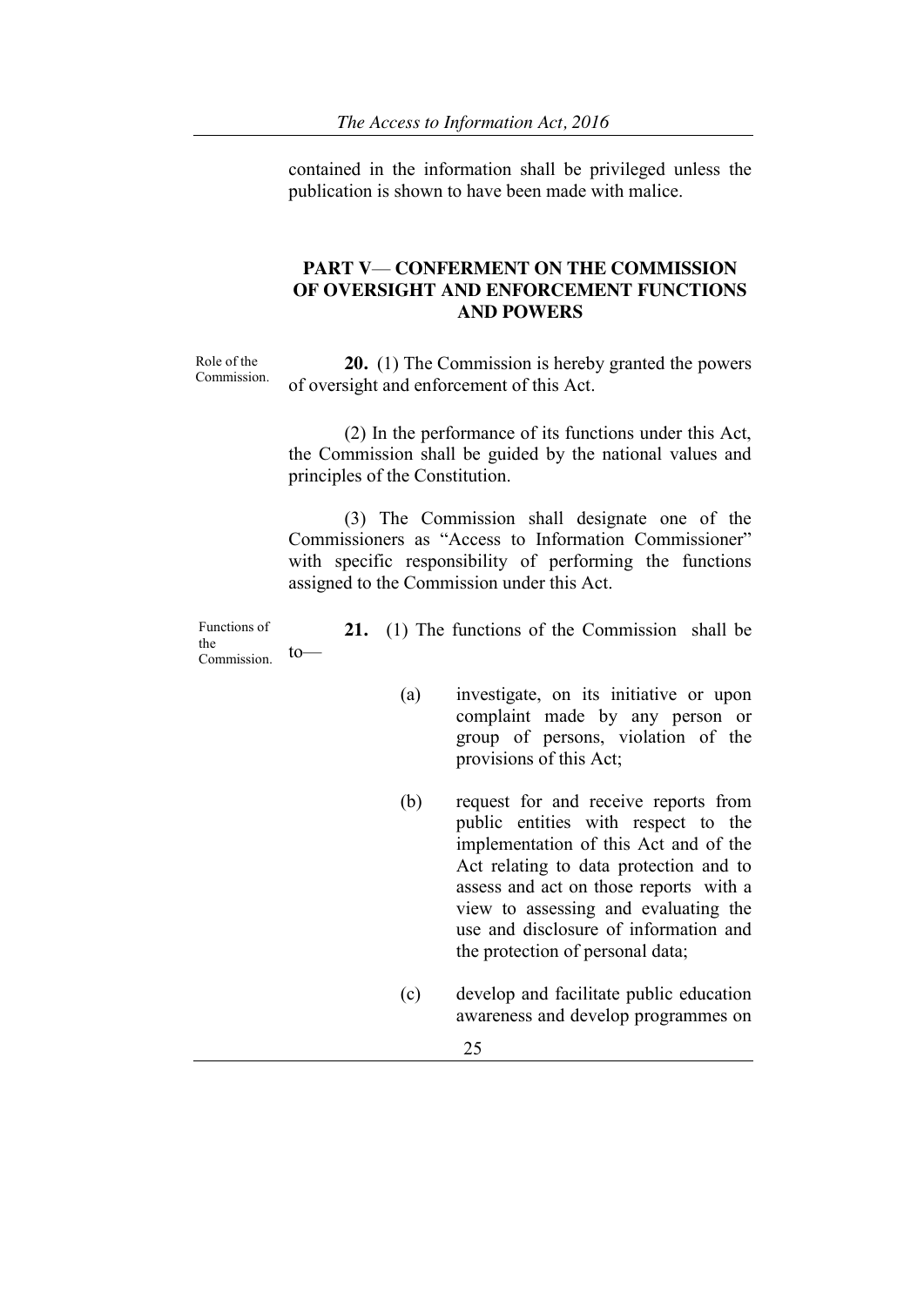contained in the information shall be privileged unless the publication is shown to have been made with malice.

## PART V— CONFERMENT ON THE COMMISSION OF OVERSIGHT AND ENFORCEMENT FUNCTIONS AND POWERS

Role of the Commission.

**20.** (1) The Commission is hereby granted the powers of oversight and enforcement of this Act.

(2) In the performance of its functions under this Act, the Commission shall be guided by the national values and principles of the Constitution.

(3) The Commission shall designate one of the Commissioners as "Access to Information Commissioner" with specific responsibility of performing the functions assigned to the Commission under this Act.

Functions of the Commission.

**21.** (1) The functions of the Commission shall be to—

(a) investigate, on its initiative or upon complaint made by any person or group of persons, violation of the provisions of this Act;

(b) request for and receive reports from public entities with respect to the implementation of this Act and of the Act relating to data protection and to assess and act on those reports with a view to assessing and evaluating the use and disclosure of information and the protection of personal data;

(c) develop and facilitate public education awareness and develop programmes on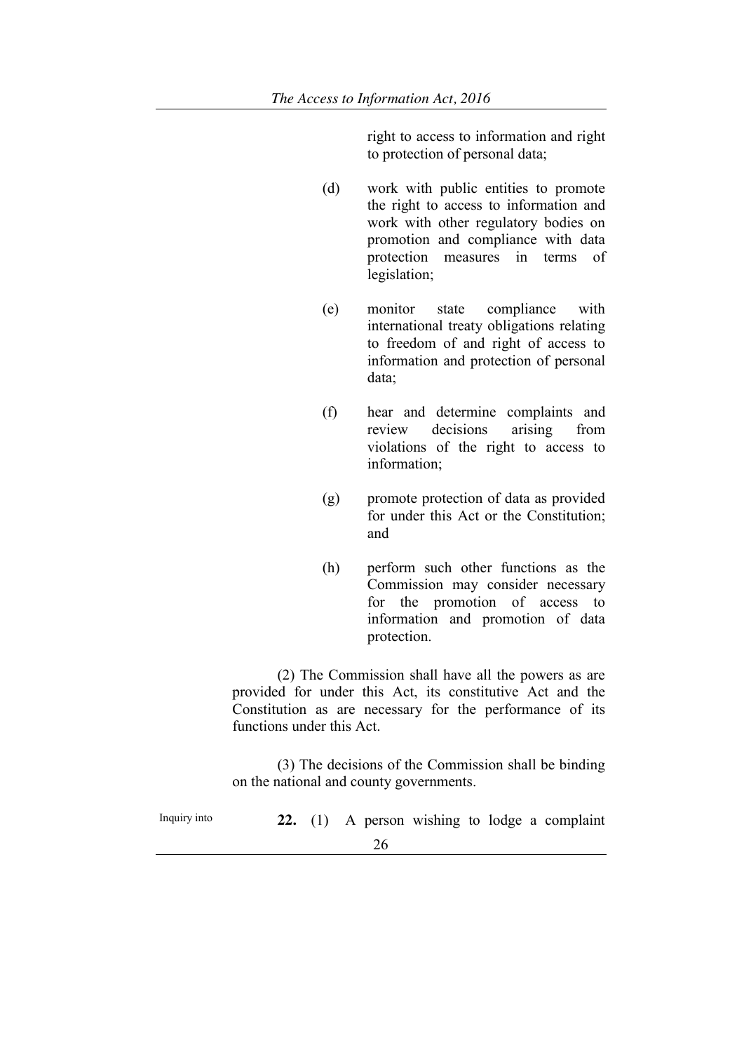right to access to information and right to protection of personal data;

(d) work with public entities to promote the right to access to information and work with other regulatory bodies on promotion and compliance with data protection measures in terms of legislation;

(e) monitor state compliance with international treaty obligations relating to freedom of and right of access to information and protection of personal data;

(f) hear and determine complaints and review decisions arising from violations of the right to access to information;

(g) promote protection of data as provided for under this Act or the Constitution; and

(h) perform such other functions as the Commission may consider necessary for the promotion of access to information and promotion of data protection.

(2) The Commission shall have all the powers as are provided for under this Act, its constitutive Act and the Constitution as are necessary for the performance of its functions under this Act.

(3) The decisions of the Commission shall be binding on the national and county governments.

Inquiry into

**22.** (1) A person wishing to lodge a complaint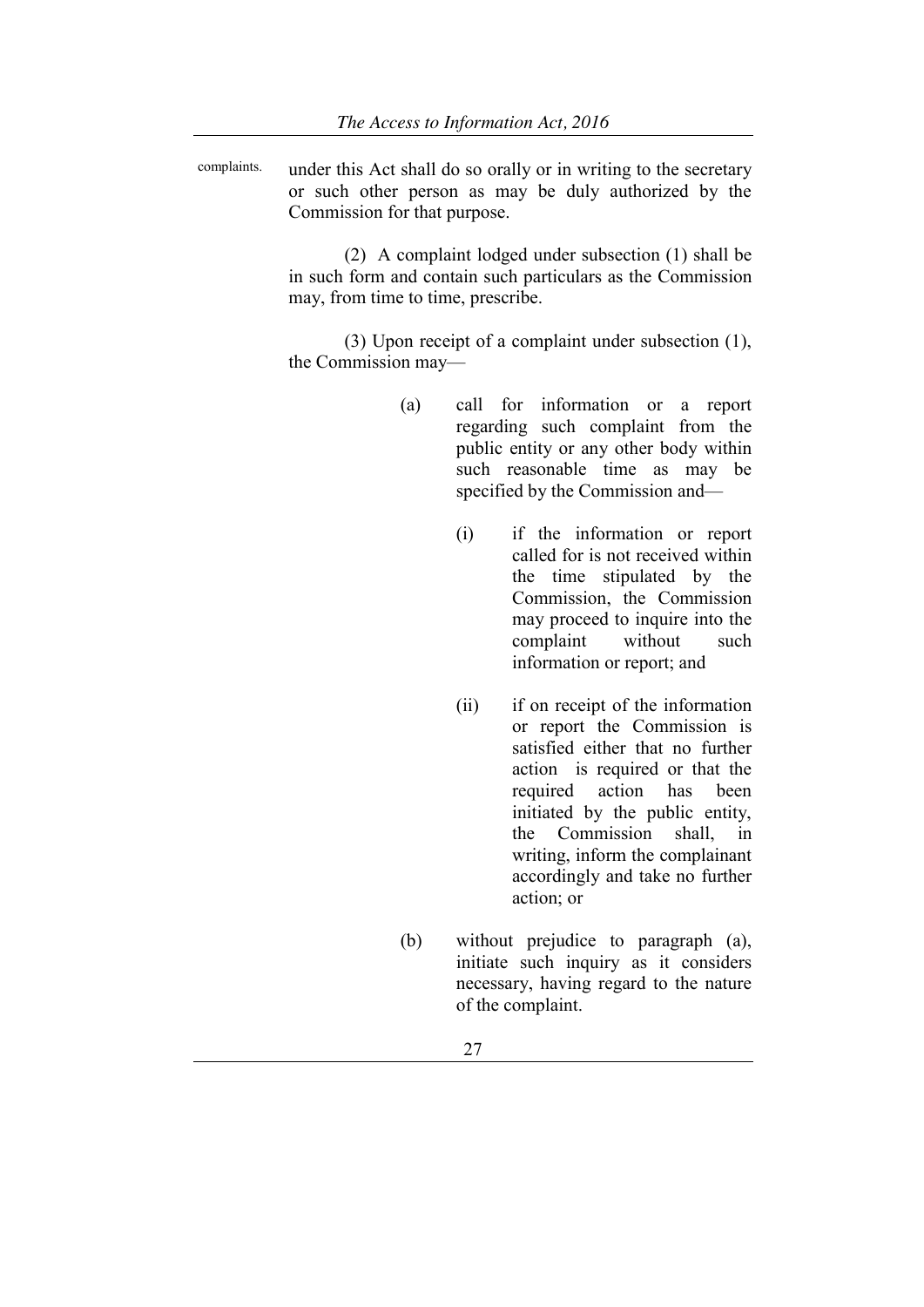complaints.

under this Act shall do so orally or in writing to the secretary or such other person as may be duly authorized by the Commission for that purpose.

(2) A complaint lodged under subsection (1) shall be in such form and contain such particulars as the Commission may, from time to time, prescribe.

(3) Upon receipt of a complaint under subsection (1), the Commission may—

(a) call for information or a report regarding such complaint from the public entity or any other body within such reasonable time as may be specified by the Commission and—

(i) if the information or report called for is not received within the time stipulated by the Commission, the Commission may proceed to inquire into the complaint without such information or report; and

(ii) if on receipt of the information or report the Commission is satisfied either that no further action is required or that the required action has been initiated by the public entity, the Commission shall, in writing, inform the complainant accordingly and take no further action; or

(b) without prejudice to paragraph (a), initiate such inquiry as it considers necessary, having regard to the nature of the complaint.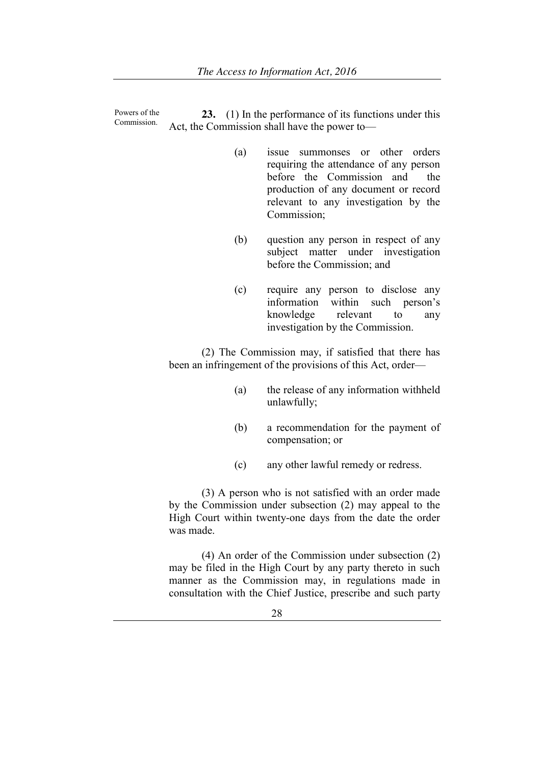Powers of the Commission.

**23.** (1) In the performance of its functions under this Act, the Commission shall have the power to—

(a) issue summonses or other orders requiring the attendance of any person before the Commission and the production of any document or record relevant to any investigation by the Commission;

(b) question any person in respect of any subject matter under investigation before the Commission; and

(c) require any person to disclose any information within such person's knowledge relevant to any investigation by the Commission.

(2) The Commission may, if satisfied that there has been an infringement of the provisions of this Act, order—

(a) the release of any information withheld unlawfully;

(b) a recommendation for the payment of compensation; or

(c) any other lawful remedy or redress.

(3) A person who is not satisfied with an order made by the Commission under subsection (2) may appeal to the High Court within twenty-one days from the date the order was made.

(4) An order of the Commission under subsection (2) may be filed in the High Court by any party thereto in such manner as the Commission may, in regulations made in consultation with the Chief Justice, prescribe and such party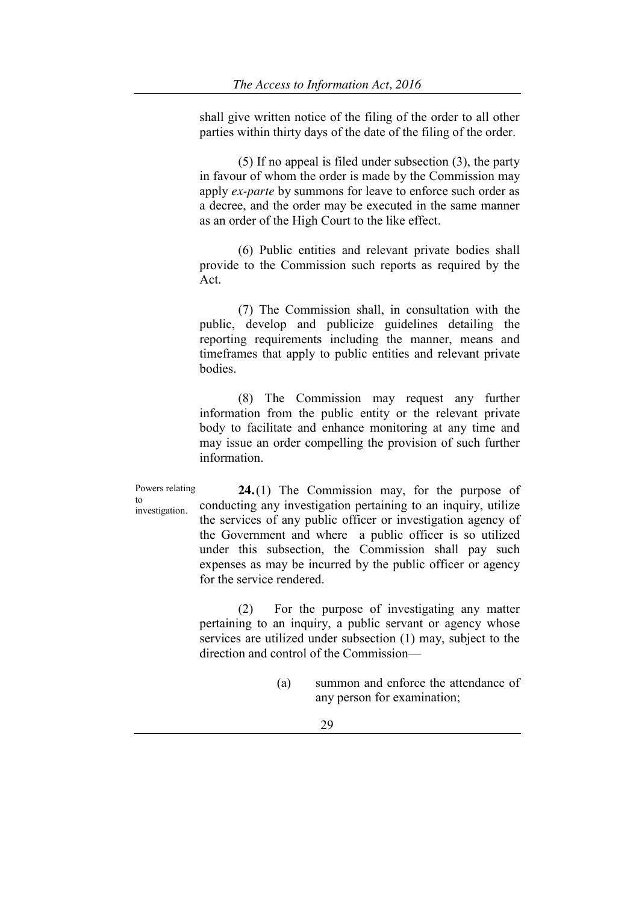shall give written notice of the filing of the order to all other parties within thirty days of the date of the filing of the order.

(5) If no appeal is filed under subsection (3), the party in favour of whom the order is made by the Commission may apply *ex-parte* by summons for leave to enforce such order as a decree, and the order may be executed in the same manner as an order of the High Court to the like effect.

(6) Public entities and relevant private bodies shall provide to the Commission such reports as required by the Act.

(7) The Commission shall, in consultation with the public, develop and publicize guidelines detailing the reporting requirements including the manner, means and timeframes that apply to public entities and relevant private bodies.

(8) The Commission may request any further information from the public entity or the relevant private body to facilitate and enhance monitoring at any time and may issue an order compelling the provision of such further information.

Powers relating to investigation.

**24.** (1) The Commission may, for the purpose of conducting any investigation pertaining to an inquiry, utilize the services of any public officer or investigation agency of the Government and where a public officer is so utilized under this subsection, the Commission shall pay such expenses as may be incurred by the public officer or agency for the service rendered.

(2) For the purpose of investigating any matter pertaining to an inquiry, a public servant or agency whose services are utilized under subsection (1) may, subject to the direction and control of the Commission—

(a) summon and enforce the attendance of any person for examination;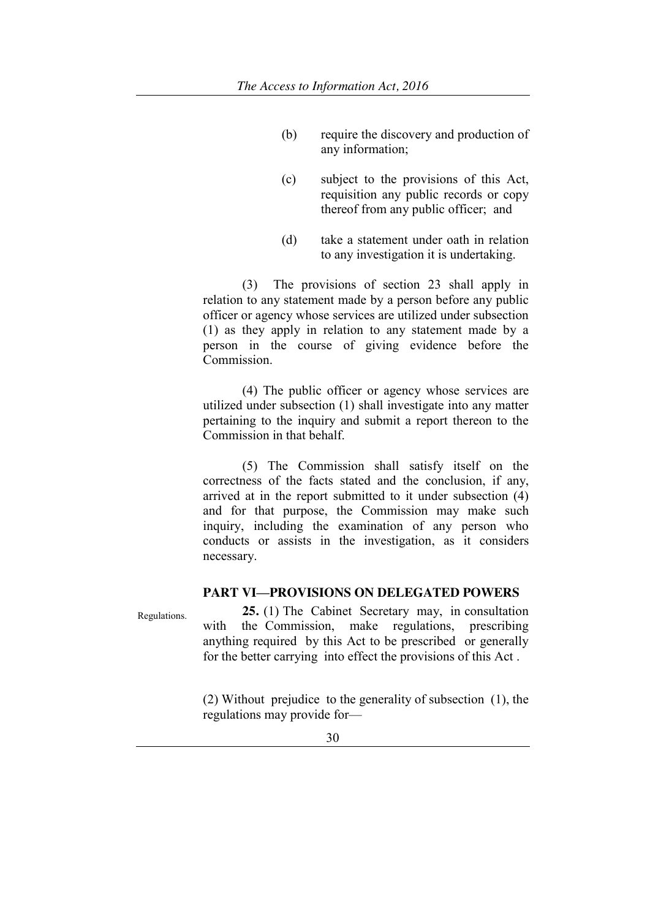(b) require the discovery and production of any information;

(c) subject to the provisions of this Act, requisition any public records or copy thereof from any public officer; and

(d) take a statement under oath in relation to any investigation it is undertaking.

(3) The provisions of section 23 shall apply in relation to any statement made by a person before any public officer or agency whose services are utilized under subsection (1) as they apply in relation to any statement made by a person in the course of giving evidence before the Commission.

(4) The public officer or agency whose services are utilized under subsection (1) shall investigate into any matter pertaining to the inquiry and submit a report thereon to the Commission in that behalf.

(5) The Commission shall satisfy itself on the correctness of the facts stated and the conclusion, if any, arrived at in the report submitted to it under subsection (4) and for that purpose, the Commission may make such inquiry, including the examination of any person who conducts or assists in the investigation, as it considers necessary.

## PART VI—PROVISIONS ON DELEGATED POWERS

Regulations.

**25.** (1) The Cabinet Secretary may, in consultation with the Commission, make regulations, prescribing anything required by this Act to be prescribed or generally for the better carrying into effect the provisions of this Act .

(2) Without prejudice to the generality of subsection (1), the regulations may provide for—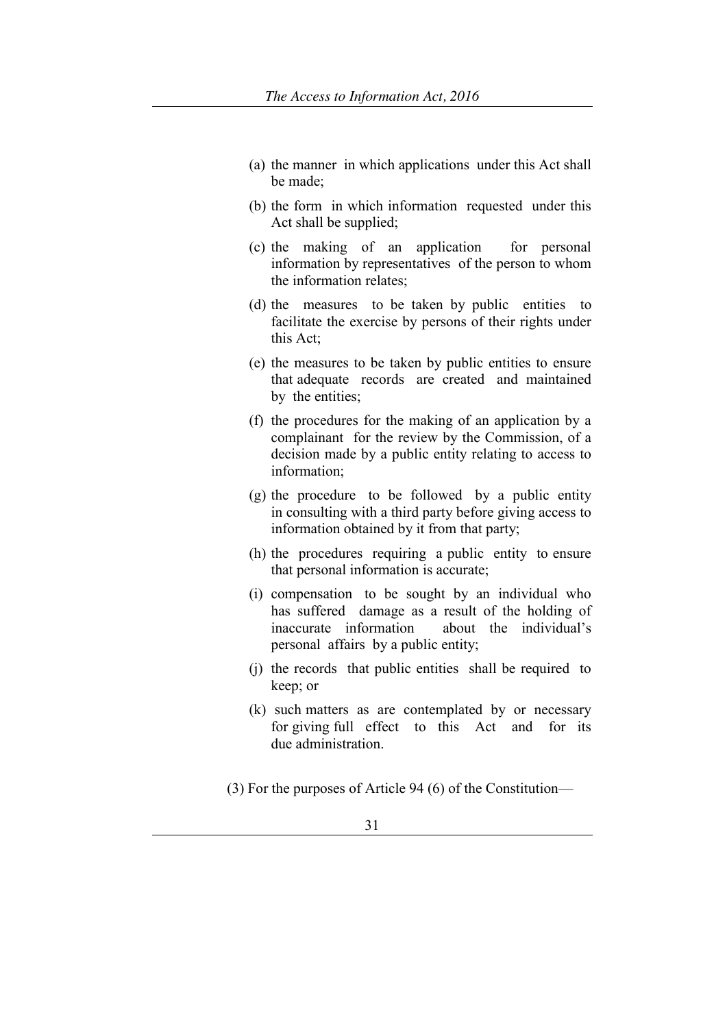(a) the manner in which applications under this Act shall be made;

(b) the form in which information requested under this Act shall be supplied;

(c) the making of an application for personal information by representatives of the person to whom the information relates;

(d) the measures to be taken by public entities to facilitate the exercise by persons of their rights under this Act;

(e) the measures to be taken by public entities to ensure that adequate records are created and maintained by the entities;

(f) the procedures for the making of an application by a complainant for the review by the Commission, of a decision made by a public entity relating to access to information;

(g) the procedure to be followed by a public entity in consulting with a third party before giving access to information obtained by it from that party;

(h) the procedures requiring a public entity to ensure that personal information is accurate;

(i) compensation to be sought by an individual who has suffered damage as a result of the holding of inaccurate information about the individual's personal affairs by a public entity;

(j) the records that public entities shall be required to keep; or

(k) such matters as are contemplated by or necessary for giving full effect to this Act and for its due administration.

(3) For the purposes of Article 94 (6) of the Constitution—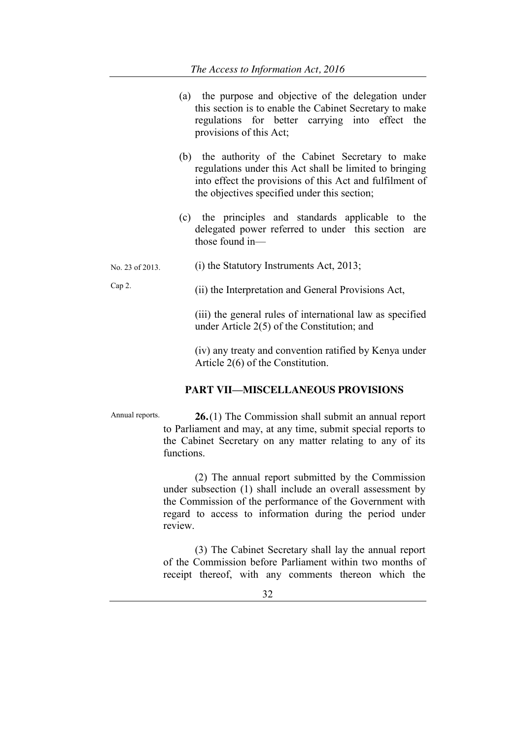(a) the purpose and objective of the delegation under this section is to enable the Cabinet Secretary to make regulations for better carrying into effect the provisions of this Act;

(b) the authority of the Cabinet Secretary to make regulations under this Act shall be limited to bringing into effect the provisions of this Act and fulfilment of the objectives specified under this section;

(c) the principles and standards applicable to the delegated power referred to under this section are those found in—

No. 23 of 2013.

(i) the Statutory Instruments Act, 2013;

Cap 2.

(ii) the Interpretation and General Provisions Act,

(iii) the general rules of international law as specified under Article 2(5) of the Constitution; and

(iv) any treaty and convention ratified by Kenya under Article 2(6) of the Constitution.

## PART VII—MISCELLANEOUS PROVISIONS

Annual reports.

**26.** (1) The Commission shall submit an annual report to Parliament and may, at any time, submit special reports to the Cabinet Secretary on any matter relating to any of its functions.

(2) The annual report submitted by the Commission under subsection (1) shall include an overall assessment by the Commission of the performance of the Government with regard to access to information during the period under review.

(3) The Cabinet Secretary shall lay the annual report of the Commission before Parliament within two months of receipt thereof, with any comments thereon which the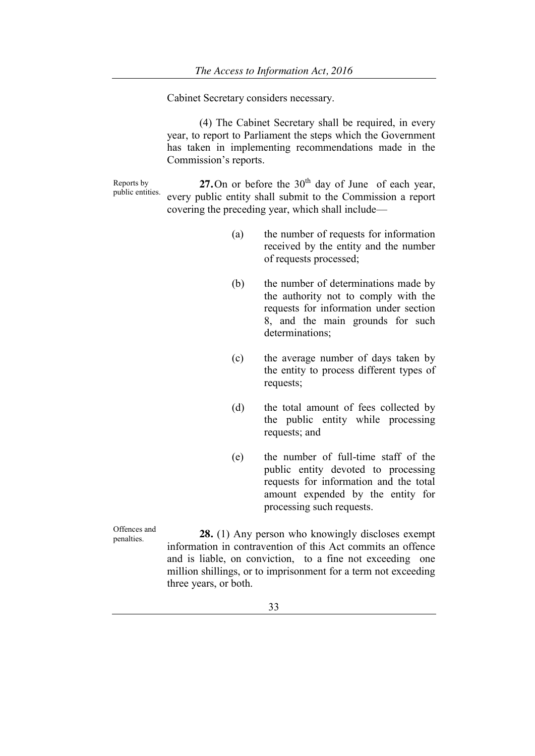Cabinet Secretary considers necessary.

(4) The Cabinet Secretary shall be required, in every year, to report to Parliament the steps which the Government has taken in implementing recommendations made in the Commission's reports.

Reports by public entities.

**27.** On or before the 30th day of June of each year, every public entity shall submit to the Commission a report covering the preceding year, which shall include—

(a) the number of requests for information received by the entity and the number of requests processed;

(b) the number of determinations made by the authority not to comply with the requests for information under section 8, and the main grounds for such determinations;

(c) the average number of days taken by the entity to process different types of requests;

(d) the total amount of fees collected by the public entity while processing requests; and

(e) the number of full-time staff of the public entity devoted to processing requests for information and the total amount expended by the entity for processing such requests.

Offences and penalties.

**28.** (1) Any person who knowingly discloses exempt information in contravention of this Act commits an offence and is liable, on conviction, to a fine not exceeding one million shillings, or to imprisonment for a term not exceeding three years, or both.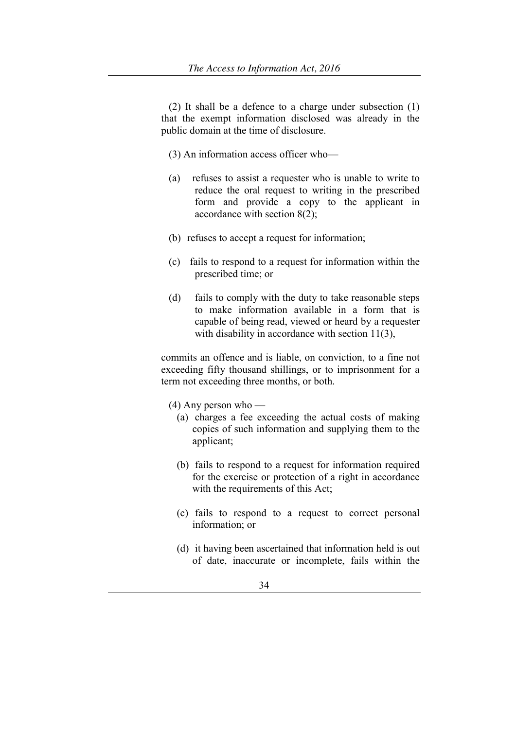(2) It shall be a defence to a charge under subsection (1) that the exempt information disclosed was already in the public domain at the time of disclosure.

(3) An information access officer who—

(a) refuses to assist a requester who is unable to write to reduce the oral request to writing in the prescribed form and provide a copy to the applicant in accordance with section 8(2);

(b) refuses to accept a request for information;

(c) fails to respond to a request for information within the prescribed time; or

(d) fails to comply with the duty to take reasonable steps to make information available in a form that is capable of being read, viewed or heard by a requester with disability in accordance with section 11(3),

commits an offence and is liable, on conviction, to a fine not exceeding fifty thousand shillings, or to imprisonment for a term not exceeding three months, or both.

(4) Any person who —

(a) charges a fee exceeding the actual costs of making copies of such information and supplying them to the applicant;

(b) fails to respond to a request for information required for the exercise or protection of a right in accordance with the requirements of this Act;

(c) fails to respond to a request to correct personal information; or

(d) it having been ascertained that information held is out of date, inaccurate or incomplete, fails within the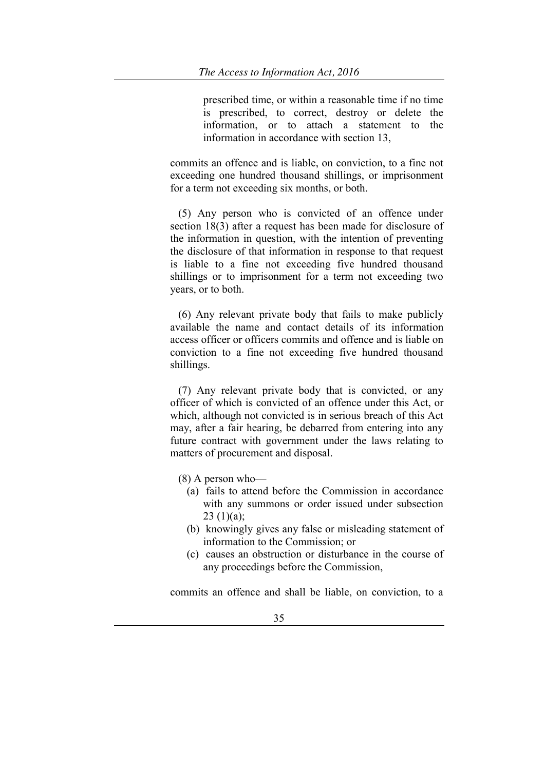prescribed time, or within a reasonable time if no time is prescribed, to correct, destroy or delete the information, or to attach a statement to the information in accordance with section 13,

commits an offence and is liable, on conviction, to a fine not exceeding one hundred thousand shillings, or imprisonment for a term not exceeding six months, or both.

(5) Any person who is convicted of an offence under section 18(3) after a request has been made for disclosure of the information in question, with the intention of preventing the disclosure of that information in response to that request is liable to a fine not exceeding five hundred thousand shillings or to imprisonment for a term not exceeding two years, or to both.

(6) Any relevant private body that fails to make publicly available the name and contact details of its information access officer or officers commits and offence and is liable on conviction to a fine not exceeding five hundred thousand shillings.

(7) Any relevant private body that is convicted, or any officer of which is convicted of an offence under this Act, or which, although not convicted is in serious breach of this Act may, after a fair hearing, be debarred from entering into any future contract with government under the laws relating to matters of procurement and disposal.

(8) A person who—

(a) fails to attend before the Commission in accordance with any summons or order issued under subsection 23 (1)(a);

(b) knowingly gives any false or misleading statement of information to the Commission; or

(c) causes an obstruction or disturbance in the course of any proceedings before the Commission,

commits an offence and shall be liable, on conviction, to a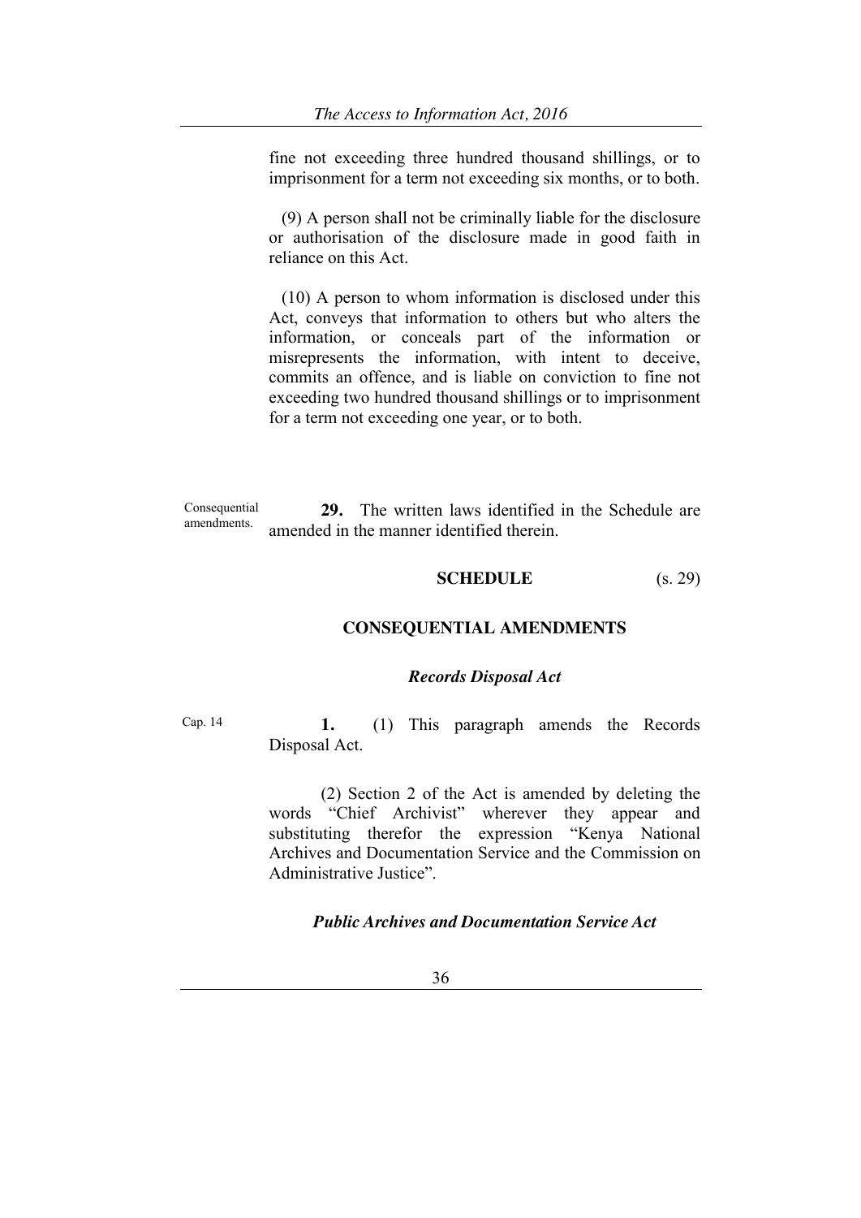fine not exceeding three hundred thousand shillings, or to imprisonment for a term not exceeding six months, or to both.

(9) A person shall not be criminally liable for the disclosure or authorisation of the disclosure made in good faith in reliance on this Act.

(10) A person to whom information is disclosed under this Act, conveys that information to others but who alters the information, or conceals part of the information or misrepresents the information, with intent to deceive, commits an offence, and is liable on conviction to fine not exceeding two hundred thousand shillings or to imprisonment for a term not exceeding one year, or to both.

Consequential amendments.

**29.** The written laws identified in the Schedule are amended in the manner identified therein.

## SCHEDULE (s. 29)

## CONSEQUENTIAL AMENDMENTS

### *Records Disposal Act*

Cap. 14

**1.** (1) This paragraph amends the Records Disposal Act.

(2) Section 2 of the Act is amended by deleting the words "Chief Archivist" wherever they appear and substituting therefor the expression "Kenya National Archives and Documentation Service and the Commission on Administrative Justice".

### *Public Archives and Documentation Service Act*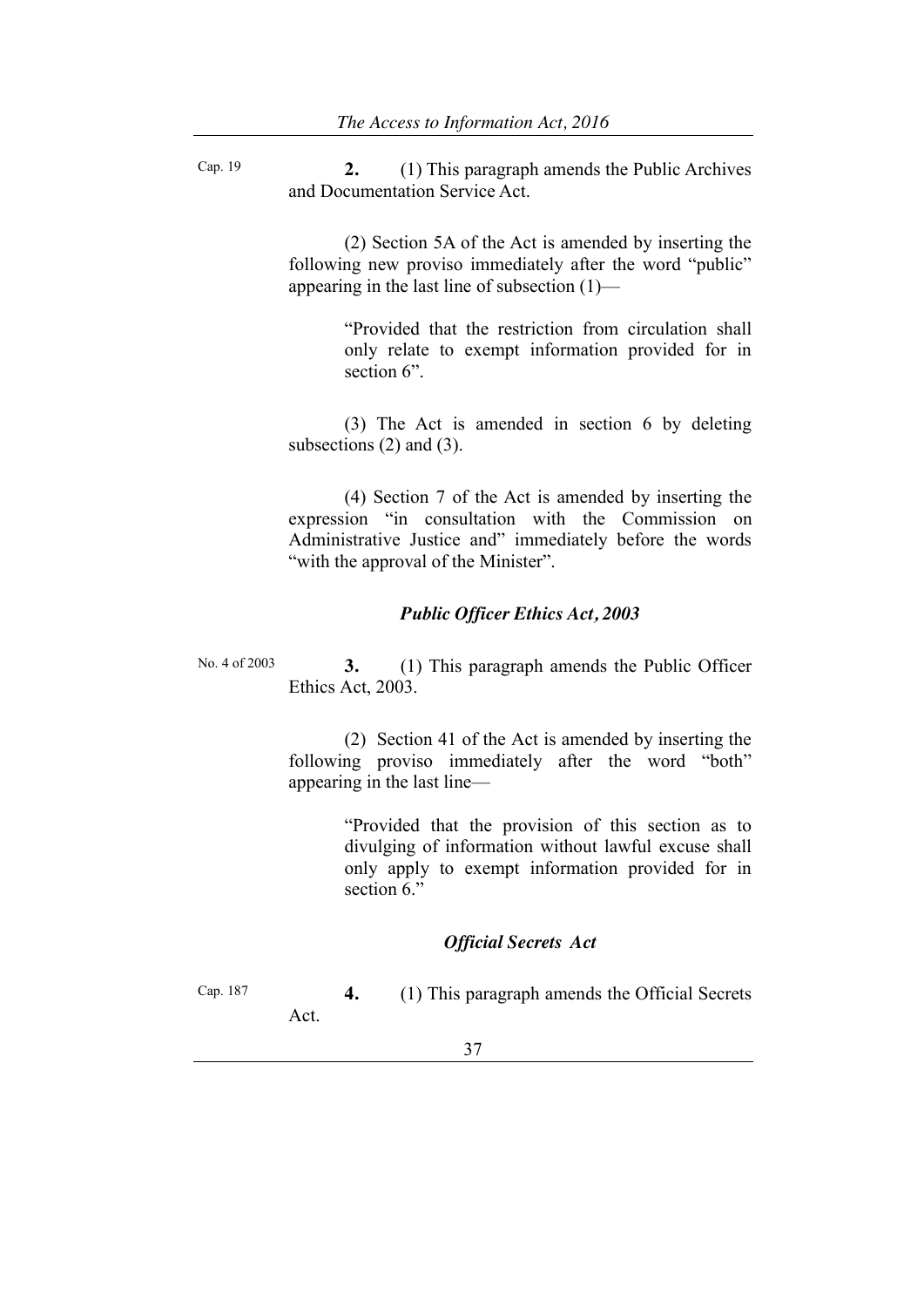Cap. 19

**2.** (1) This paragraph amends the Public Archives and Documentation Service Act.

(2) Section 5A of the Act is amended by inserting the following new proviso immediately after the word "public" appearing in the last line of subsection (1)—

> "Provided that the restriction from circulation shall only relate to exempt information provided for in section 6".

(3) The Act is amended in section 6 by deleting subsections (2) and (3).

(4) Section 7 of the Act is amended by inserting the expression "in consultation with the Commission on Administrative Justice and" immediately before the words "with the approval of the Minister".

### *Public Officer Ethics Act, 2003*

No. 4 of 2003

**3.** (1) This paragraph amends the Public Officer Ethics Act, 2003.

(2) Section 41 of the Act is amended by inserting the following proviso immediately after the word "both" appearing in the last line—

> "Provided that the provision of this section as to divulging of information without lawful excuse shall only apply to exempt information provided for in section 6."

### *Official Secrets Act*

Cap. 187

**4.** (1) This paragraph amends the Official Secrets Act.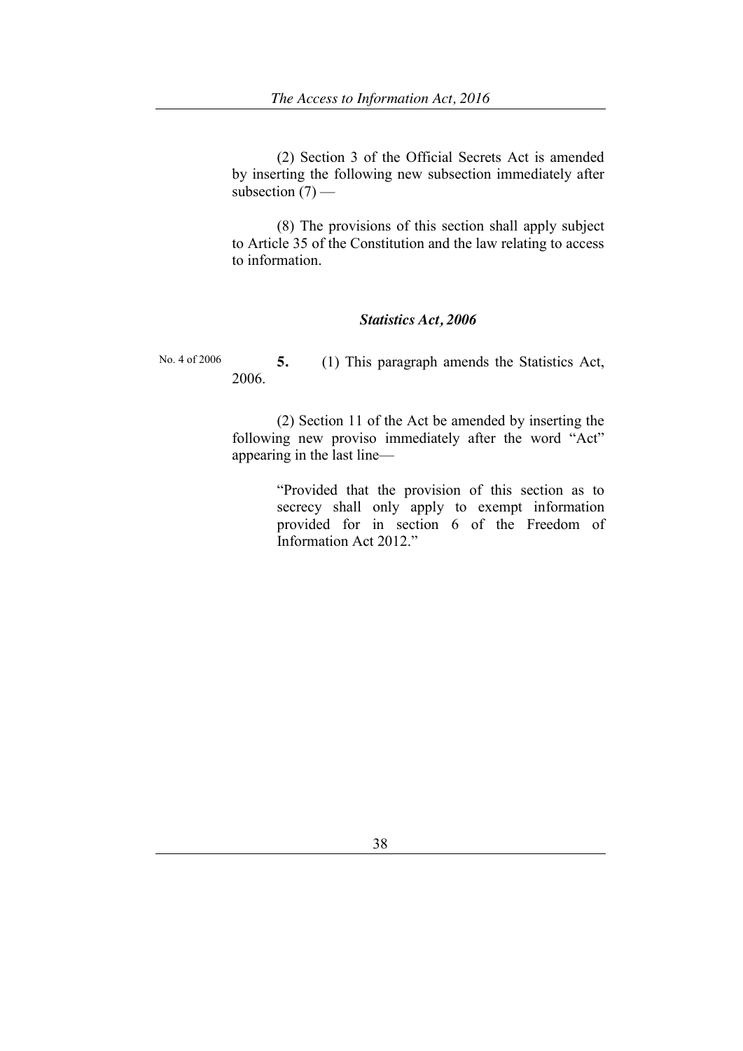(2) Section 3 of the Official Secrets Act is amended by inserting the following new subsection immediately after subsection (7) —

(8) The provisions of this section shall apply subject to Article 35 of the Constitution and the law relating to access to information.

### *Statistics Act, 2006*

No. 4 of 2006

**5.** (1) This paragraph amends the Statistics Act, 2006.

(2) Section 11 of the Act be amended by inserting the following new proviso immediately after the word "Act" appearing in the last line—

> "Provided that the provision of this section as to secrecy shall only apply to exempt information provided for in section 6 of the Freedom of Information Act 2012."